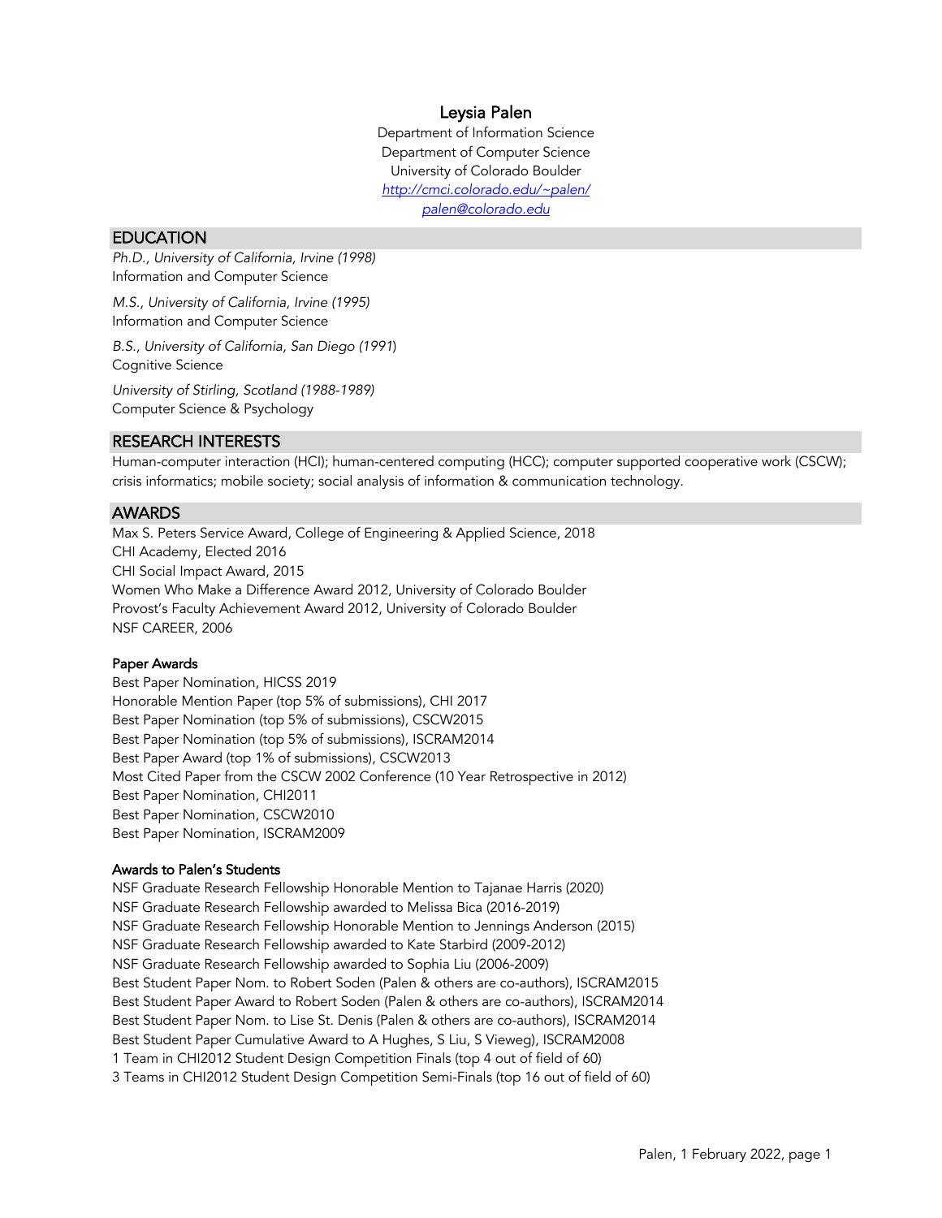# Leysia Palen

Department of Information Science
Department of Computer Science
University of Colorado Boulder
http://cmci.colorado.edu/~palen/
palen@colorado.edu

## EDUCATION

*Ph.D., University of California, Irvine (1998)*
Information and Computer Science

*M.S., University of California, Irvine (1995)*
Information and Computer Science

*B.S., University of California, San Diego (1991)*
Cognitive Science

*University of Stirling, Scotland (1988-1989)*
Computer Science & Psychology

## RESEARCH INTERESTS

Human-computer interaction (HCI); human-centered computing (HCC); computer supported cooperative work (CSCW); crisis informatics; mobile society; social analysis of information & communication technology.

## AWARDS

Max S. Peters Service Award, College of Engineering & Applied Science, 2018
CHI Academy, Elected 2016
CHI Social Impact Award, 2015
Women Who Make a Difference Award 2012, University of Colorado Boulder
Provost's Faculty Achievement Award 2012, University of Colorado Boulder
NSF CAREER, 2006

### Paper Awards

Best Paper Nomination, HICSS 2019
Honorable Mention Paper (top 5% of submissions), CHI 2017
Best Paper Nomination (top 5% of submissions), CSCW2015
Best Paper Nomination (top 5% of submissions), ISCRAM2014
Best Paper Award (top 1% of submissions), CSCW2013
Most Cited Paper from the CSCW 2002 Conference (10 Year Retrospective in 2012)
Best Paper Nomination, CHI2011
Best Paper Nomination, CSCW2010
Best Paper Nomination, ISCRAM2009

### Awards to Palen's Students

NSF Graduate Research Fellowship Honorable Mention to Tajanae Harris (2020)
NSF Graduate Research Fellowship awarded to Melissa Bica (2016-2019)
NSF Graduate Research Fellowship Honorable Mention to Jennings Anderson (2015)
NSF Graduate Research Fellowship awarded to Kate Starbird (2009-2012)
NSF Graduate Research Fellowship awarded to Sophia Liu (2006-2009)
Best Student Paper Nom. to Robert Soden (Palen & others are co-authors), ISCRAM2015
Best Student Paper Award to Robert Soden (Palen & others are co-authors), ISCRAM2014
Best Student Paper Nom. to Lise St. Denis (Palen & others are co-authors), ISCRAM2014
Best Student Paper Cumulative Award to A Hughes, S Liu, S Vieweg), ISCRAM2008
1 Team in CHI2012 Student Design Competition Finals (top 4 out of field of 60)
3 Teams in CHI2012 Student Design Competition Semi-Finals (top 16 out of field of 60)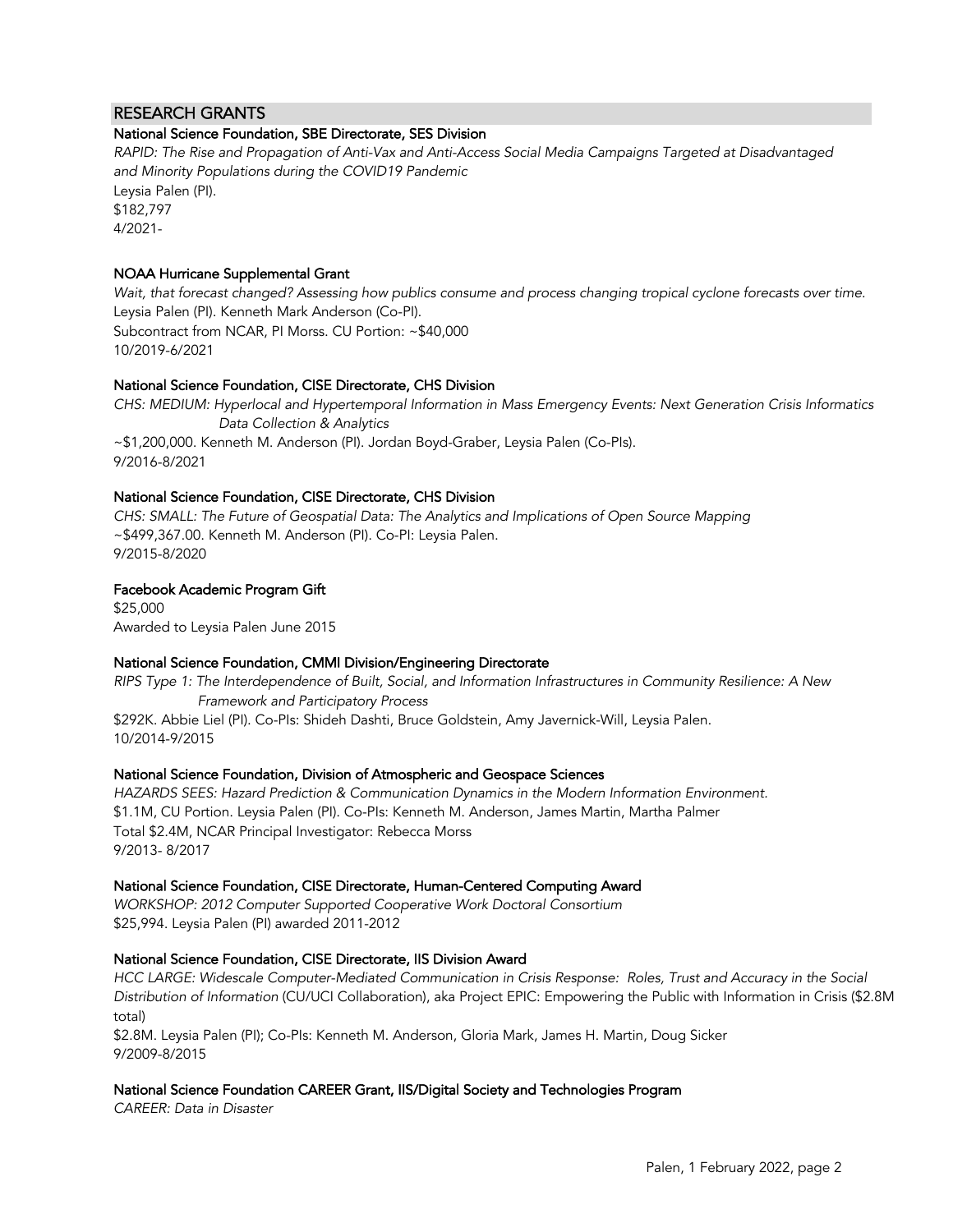## RESEARCH GRANTS

**National Science Foundation, SBE Directorate, SES Division**
*RAPID: The Rise and Propagation of Anti-Vax and Anti-Access Social Media Campaigns Targeted at Disadvantaged and Minority Populations during the COVID19 Pandemic*
Leysia Palen (PI).
$182,797
4/2021-

**NOAA Hurricane Supplemental Grant**
*Wait, that forecast changed? Assessing how publics consume and process changing tropical cyclone forecasts over time.*
Leysia Palen (PI). Kenneth Mark Anderson (Co-PI).
Subcontract from NCAR, PI Morss. CU Portion: ~$40,000
10/2019-6/2021

**National Science Foundation, CISE Directorate, CHS Division**
*CHS: MEDIUM: Hyperlocal and Hypertemporal Information in Mass Emergency Events: Next Generation Crisis Informatics Data Collection & Analytics*
~$1,200,000. Kenneth M. Anderson (PI). Jordan Boyd-Graber, Leysia Palen (Co-PIs).
9/2016-8/2021

**National Science Foundation, CISE Directorate, CHS Division**
*CHS: SMALL: The Future of Geospatial Data: The Analytics and Implications of Open Source Mapping*
~$499,367.00. Kenneth M. Anderson (PI). Co-PI: Leysia Palen.
9/2015-8/2020

**Facebook Academic Program Gift**
$25,000
Awarded to Leysia Palen June 2015

**National Science Foundation, CMMI Division/Engineering Directorate**
*RIPS Type 1: The Interdependence of Built, Social, and Information Infrastructures in Community Resilience: A New Framework and Participatory Process*
$292K. Abbie Liel (PI). Co-PIs: Shideh Dashti, Bruce Goldstein, Amy Javernick-Will, Leysia Palen.
10/2014-9/2015

**National Science Foundation, Division of Atmospheric and Geospace Sciences**
*HAZARDS SEES: Hazard Prediction & Communication Dynamics in the Modern Information Environment.*
$1.1M, CU Portion. Leysia Palen (PI). Co-PIs: Kenneth M. Anderson, James Martin, Martha Palmer
Total $2.4M, NCAR Principal Investigator: Rebecca Morss
9/2013- 8/2017

**National Science Foundation, CISE Directorate, Human-Centered Computing Award**
*WORKSHOP: 2012 Computer Supported Cooperative Work Doctoral Consortium*
$25,994. Leysia Palen (PI) awarded 2011-2012

**National Science Foundation, CISE Directorate, IIS Division Award**
*HCC LARGE: Widescale Computer-Mediated Communication in Crisis Response: Roles, Trust and Accuracy in the Social Distribution of Information* (CU/UCI Collaboration), aka Project EPIC: Empowering the Public with Information in Crisis ($2.8M total)
$2.8M. Leysia Palen (PI); Co-PIs: Kenneth M. Anderson, Gloria Mark, James H. Martin, Doug Sicker
9/2009-8/2015

**National Science Foundation CAREER Grant, IIS/Digital Society and Technologies Program**
*CAREER: Data in Disaster*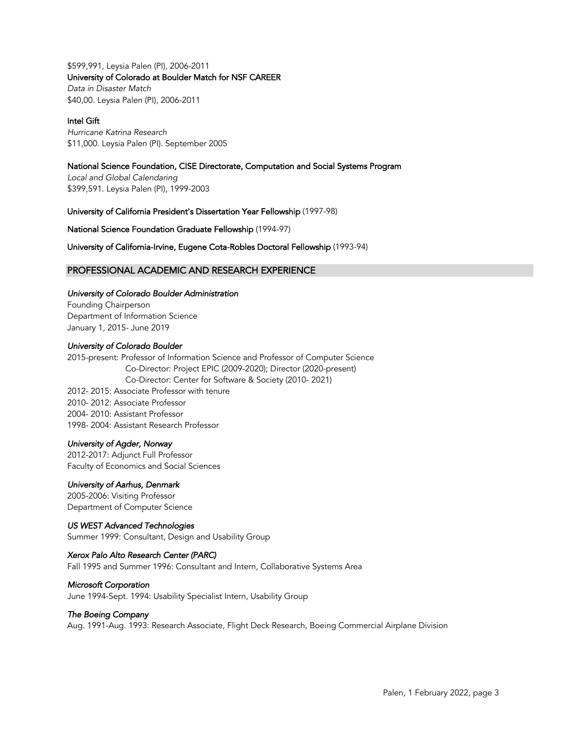$599,991, Leysia Palen (PI), 2006-2011

**University of Colorado at Boulder Match for NSF CAREER**
*Data in Disaster Match*
$40,00. Leysia Palen (PI), 2006-2011

**Intel Gift**
*Hurricane Katrina Research*
$11,000. Leysia Palen (PI). September 2005

**National Science Foundation, CISE Directorate, Computation and Social Systems Program**
*Local and Global Calendaring*
$399,591. Leysia Palen (PI), 1999-2003

**University of California President's Dissertation Year Fellowship** (1997-98)

**National Science Foundation Graduate Fellowship** (1994-97)

**University of California-Irvine, Eugene Cota-Robles Doctoral Fellowship** (1993-94)

## PROFESSIONAL ACADEMIC AND RESEARCH EXPERIENCE

***University of Colorado Boulder Administration***
Founding Chairperson
Department of Information Science
January 1, 2015- June 2019

***University of Colorado Boulder***
2015-present: Professor of Information Science and Professor of Computer Science
Co-Director: Project EPIC (2009-2020); Director (2020-present)
Co-Director: Center for Software & Society (2010- 2021)
2012- 2015: Associate Professor with tenure
2010- 2012: Associate Professor
2004- 2010: Assistant Professor
1998- 2004: Assistant Research Professor

***University of Agder, Norway***
2012-2017: Adjunct Full Professor
Faculty of Economics and Social Sciences

***University of Aarhus, Denmark***
2005-2006: Visiting Professor
Department of Computer Science

***US WEST Advanced Technologies***
Summer 1999: Consultant, Design and Usability Group

***Xerox Palo Alto Research Center (PARC)***
Fall 1995 and Summer 1996: Consultant and Intern, Collaborative Systems Area

***Microsoft Corporation***
June 1994-Sept. 1994: Usability Specialist Intern, Usability Group

***The Boeing Company***
Aug. 1991-Aug. 1993: Research Associate, Flight Deck Research, Boeing Commercial Airplane Division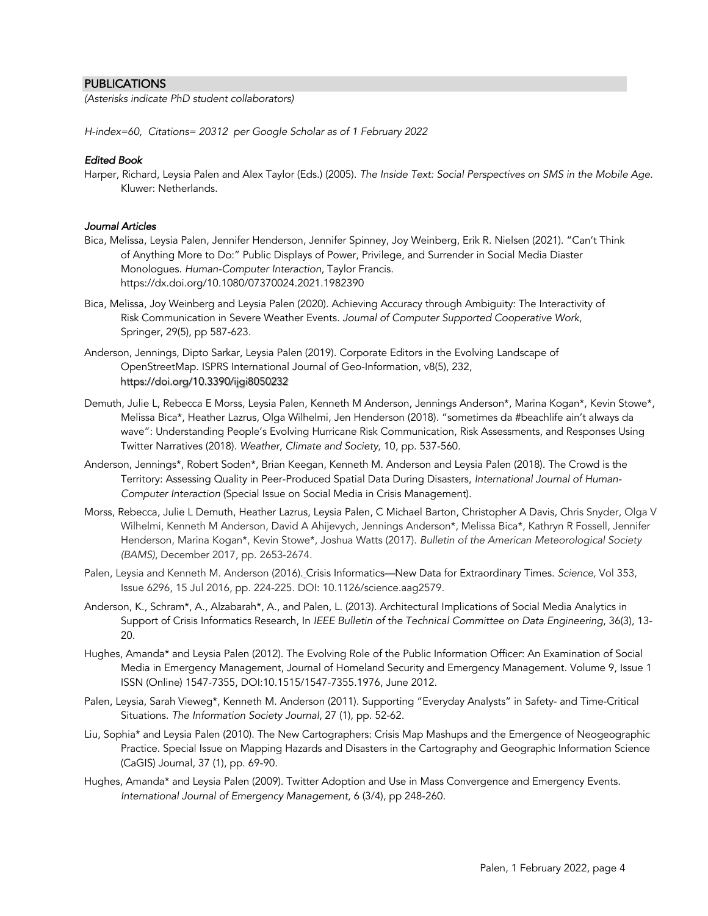## PUBLICATIONS

*(Asterisks indicate PhD student collaborators)*

*H-index=60, Citations= 20312 per Google Scholar as of 1 February 2022*

### *Edited Book*

Harper, Richard, Leysia Palen and Alex Taylor (Eds.) (2005). *The Inside Text: Social Perspectives on SMS in the Mobile Age*. Kluwer: Netherlands.

### *Journal Articles*

Bica, Melissa, Leysia Palen, Jennifer Henderson, Jennifer Spinney, Joy Weinberg, Erik R. Nielsen (2021). "Can't Think of Anything More to Do:" Public Displays of Power, Privilege, and Surrender in Social Media Diaster Monologues. *Human-Computer Interaction*, Taylor Francis. https://dx.doi.org/10.1080/07370024.2021.1982390

Bica, Melissa, Joy Weinberg and Leysia Palen (2020). Achieving Accuracy through Ambiguity: The Interactivity of Risk Communication in Severe Weather Events. *Journal of Computer Supported Cooperative Work*, Springer, 29(5), pp 587-623.

Anderson, Jennings, Dipto Sarkar, Leysia Palen (2019). Corporate Editors in the Evolving Landscape of OpenStreetMap. ISPRS International Journal of Geo-Information, v8(5), 232, https://doi.org/10.3390/ijgi8050232

Demuth, Julie L, Rebecca E Morss, Leysia Palen, Kenneth M Anderson, Jennings Anderson*, Marina Kogan*, Kevin Stowe*, Melissa Bica*, Heather Lazrus, Olga Wilhelmi, Jen Henderson (2018). "sometimes da #beachlife ain't always da wave": Understanding People's Evolving Hurricane Risk Communication, Risk Assessments, and Responses Using Twitter Narratives (2018). *Weather, Climate and Society,* 10, pp. 537-560.

Anderson, Jennings*, Robert Soden*, Brian Keegan, Kenneth M. Anderson and Leysia Palen (2018). The Crowd is the Territory: Assessing Quality in Peer-Produced Spatial Data During Disasters, *International Journal of Human-Computer Interaction* (Special Issue on Social Media in Crisis Management).

Morss, Rebecca, Julie L Demuth, Heather Lazrus, Leysia Palen, C Michael Barton, Christopher A Davis, Chris Snyder, Olga V Wilhelmi, Kenneth M Anderson, David A Ahijevych, Jennings Anderson*, Melissa Bica*, Kathryn R Fossell, Jennifer Henderson, Marina Kogan*, Kevin Stowe*, Joshua Watts (2017). *Bulletin of the American Meteorological Society (BAMS)*, December 2017, pp. 2653-2674.

Palen, Leysia and Kenneth M. Anderson (2016). Crisis Informatics—New Data for Extraordinary Times. *Science,* Vol 353, Issue 6296, 15 Jul 2016, pp. 224-225. DOI: 10.1126/science.aag2579.

Anderson, K., Schram*, A., Alzabarah*, A., and Palen, L. (2013). Architectural Implications of Social Media Analytics in Support of Crisis Informatics Research, In *IEEE Bulletin of the Technical Committee on Data Engineering*, 36(3), 13-20.

Hughes, Amanda* and Leysia Palen (2012). The Evolving Role of the Public Information Officer: An Examination of Social Media in Emergency Management, Journal of Homeland Security and Emergency Management. Volume 9, Issue 1 ISSN (Online) 1547-7355, DOI:10.1515/1547-7355.1976, June 2012.

Palen, Leysia, Sarah Vieweg*, Kenneth M. Anderson (2011). Supporting "Everyday Analysts" in Safety- and Time-Critical Situations. *The Information Society Journal*, 27 (1), pp. 52-62.

Liu, Sophia* and Leysia Palen (2010). The New Cartographers: Crisis Map Mashups and the Emergence of Neogeographic Practice. Special Issue on Mapping Hazards and Disasters in the Cartography and Geographic Information Science (CaGIS) Journal, 37 (1), pp. 69-90.

Hughes, Amanda* and Leysia Palen (2009). Twitter Adoption and Use in Mass Convergence and Emergency Events. *International Journal of Emergency Management,* 6 (3/4), pp 248-260.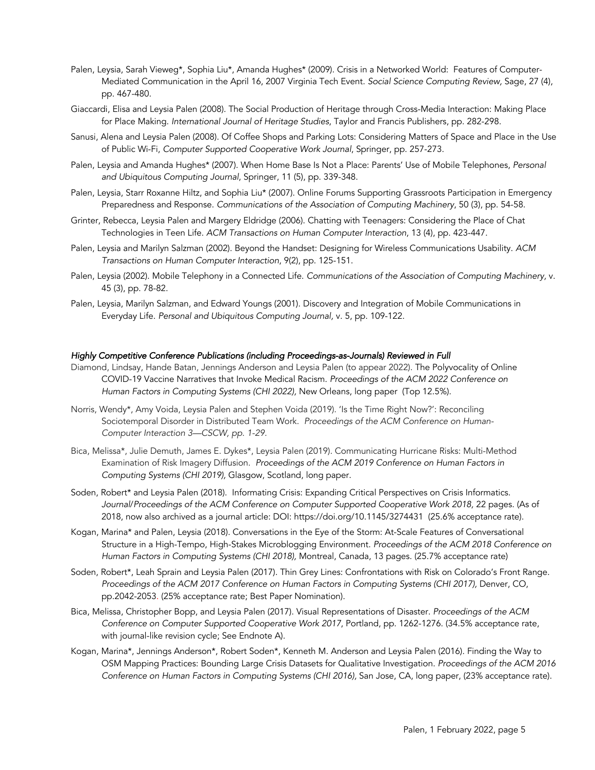Palen, Leysia, Sarah Vieweg*, Sophia Liu*, Amanda Hughes* (2009). Crisis in a Networked World: Features of Computer-Mediated Communication in the April 16, 2007 Virginia Tech Event. *Social Science Computing Review,* Sage, 27 (4), pp. 467-480.

Giaccardi, Elisa and Leysia Palen (2008). The Social Production of Heritage through Cross-Media Interaction: Making Place for Place Making. *International Journal of Heritage Studies*, Taylor and Francis Publishers, pp. 282-298.

Sanusi, Alena and Leysia Palen (2008). Of Coffee Shops and Parking Lots: Considering Matters of Space and Place in the Use of Public Wi-Fi, *Computer Supported Cooperative Work Journal*, Springer, pp. 257-273.

Palen, Leysia and Amanda Hughes* (2007). When Home Base Is Not a Place: Parents' Use of Mobile Telephones, *Personal and Ubiquitous Computing Journal*, Springer, 11 (5), pp. 339-348.

Palen, Leysia, Starr Roxanne Hiltz, and Sophia Liu* (2007). Online Forums Supporting Grassroots Participation in Emergency Preparedness and Response. *Communications of the Association of Computing Machinery*, 50 (3), pp. 54-58.

Grinter, Rebecca, Leysia Palen and Margery Eldridge (2006). Chatting with Teenagers: Considering the Place of Chat Technologies in Teen Life. *ACM Transactions on Human Computer Interaction*, 13 (4), pp. 423-447.

Palen, Leysia and Marilyn Salzman (2002). Beyond the Handset: Designing for Wireless Communications Usability. *ACM Transactions on Human Computer Interaction*, 9(2), pp. 125-151.

Palen, Leysia (2002). Mobile Telephony in a Connected Life. *Communications of the Association of Computing Machinery*, v. 45 (3), pp. 78-82.

Palen, Leysia, Marilyn Salzman, and Edward Youngs (2001). Discovery and Integration of Mobile Communications in Everyday Life. *Personal and Ubiquitous Computing Journal*, v. 5, pp. 109-122.

***Highly Competitive Conference Publications (including Proceedings-as-Journals) Reviewed in Full***

Diamond, Lindsay, Hande Batan, Jennings Anderson and Leysia Palen (to appear 2022). The Polyvocality of Online COVID-19 Vaccine Narratives that Invoke Medical Racism. *Proceedings of the ACM 2022 Conference on Human Factors in Computing Systems (CHI 2022),* New Orleans, long paper (Top 12.5%).

Norris, Wendy*, Amy Voida, Leysia Palen and Stephen Voida (2019). 'Is the Time Right Now?': Reconciling Sociotemporal Disorder in Distributed Team Work. *Proceedings of the ACM Conference on Human-Computer Interaction 3—CSCW, pp. 1-29.*

Bica, Melissa*, Julie Demuth, James E. Dykes*, Leysia Palen (2019). Communicating Hurricane Risks: Multi-Method Examination of Risk Imagery Diffusion. *Proceedings of the ACM 2019 Conference on Human Factors in Computing Systems (CHI 2019),* Glasgow, Scotland, long paper.

Soden, Robert* and Leysia Palen (2018). Informating Crisis: Expanding Critical Perspectives on Crisis Informatics. *Journal/Proceedings of the ACM Conference on Computer Supported Cooperative Work 2018,* 22 pages. (As of 2018, now also archived as a journal article: DOI: https://doi.org/10.1145/3274431 (25.6% acceptance rate).

Kogan, Marina* and Palen, Leysia (2018). Conversations in the Eye of the Storm: At-Scale Features of Conversational Structure in a High-Tempo, High-Stakes Microblogging Environment. *Proceedings of the ACM 2018 Conference on Human Factors in Computing Systems (CHI 2018),* Montreal, Canada, 13 pages. (25.7% acceptance rate)

Soden, Robert*, Leah Sprain and Leysia Palen (2017). Thin Grey Lines: Confrontations with Risk on Colorado's Front Range. *Proceedings of the ACM 2017 Conference on Human Factors in Computing Systems (CHI 2017),* Denver, CO, pp.2042-2053. (25% acceptance rate; Best Paper Nomination).

Bica, Melissa, Christopher Bopp, and Leysia Palen (2017). Visual Representations of Disaster. *Proceedings of the ACM Conference on Computer Supported Cooperative Work 2017*, Portland, pp. 1262-1276. (34.5% acceptance rate, with journal-like revision cycle; See Endnote A).

Kogan, Marina*, Jennings Anderson*, Robert Soden*, Kenneth M. Anderson and Leysia Palen (2016). Finding the Way to OSM Mapping Practices: Bounding Large Crisis Datasets for Qualitative Investigation. *Proceedings of the ACM 2016 Conference on Human Factors in Computing Systems (CHI 2016),* San Jose, CA, long paper, (23% acceptance rate).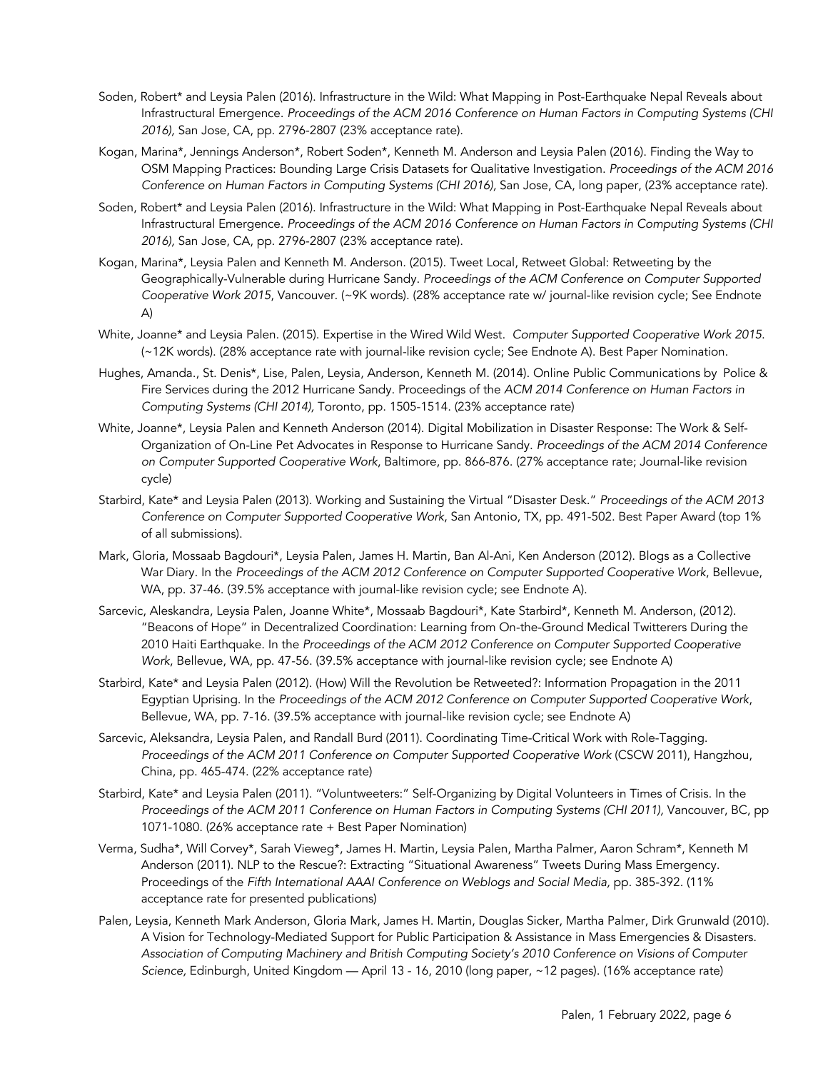Soden, Robert* and Leysia Palen (2016). Infrastructure in the Wild: What Mapping in Post-Earthquake Nepal Reveals about Infrastructural Emergence. *Proceedings of the ACM 2016 Conference on Human Factors in Computing Systems (CHI 2016),* San Jose, CA, pp. 2796-2807 (23% acceptance rate).

Kogan, Marina*, Jennings Anderson*, Robert Soden*, Kenneth M. Anderson and Leysia Palen (2016). Finding the Way to OSM Mapping Practices: Bounding Large Crisis Datasets for Qualitative Investigation. *Proceedings of the ACM 2016 Conference on Human Factors in Computing Systems (CHI 2016),* San Jose, CA, long paper, (23% acceptance rate).

Soden, Robert* and Leysia Palen (2016). Infrastructure in the Wild: What Mapping in Post-Earthquake Nepal Reveals about Infrastructural Emergence. *Proceedings of the ACM 2016 Conference on Human Factors in Computing Systems (CHI 2016),* San Jose, CA, pp. 2796-2807 (23% acceptance rate).

Kogan, Marina*, Leysia Palen and Kenneth M. Anderson. (2015). Tweet Local, Retweet Global: Retweeting by the Geographically-Vulnerable during Hurricane Sandy. *Proceedings of the ACM Conference on Computer Supported Cooperative Work 2015*, Vancouver. (~9K words). (28% acceptance rate w/ journal-like revision cycle; See Endnote A)

White, Joanne* and Leysia Palen. (2015). Expertise in the Wired Wild West. *Computer Supported Cooperative Work 2015.* (~12K words). (28% acceptance rate with journal-like revision cycle; See Endnote A). Best Paper Nomination.

Hughes, Amanda., St. Denis*, Lise, Palen, Leysia, Anderson, Kenneth M. (2014). Online Public Communications by Police & Fire Services during the 2012 Hurricane Sandy. Proceedings of the *ACM 2014 Conference on Human Factors in Computing Systems (CHI 2014),* Toronto, pp. 1505-1514. (23% acceptance rate)

White, Joanne*, Leysia Palen and Kenneth Anderson (2014). Digital Mobilization in Disaster Response: The Work & Self-Organization of On-Line Pet Advocates in Response to Hurricane Sandy. *Proceedings of the ACM 2014 Conference on Computer Supported Cooperative Work*, Baltimore, pp. 866-876. (27% acceptance rate; Journal-like revision cycle)

Starbird, Kate* and Leysia Palen (2013). Working and Sustaining the Virtual "Disaster Desk." *Proceedings of the ACM 2013 Conference on Computer Supported Cooperative Work*, San Antonio, TX, pp. 491-502. Best Paper Award (top 1% of all submissions).

Mark, Gloria, Mossaab Bagdouri*, Leysia Palen, James H. Martin, Ban Al-Ani, Ken Anderson (2012). Blogs as a Collective War Diary. In the *Proceedings of the ACM 2012 Conference on Computer Supported Cooperative Work*, Bellevue, WA, pp. 37-46. (39.5% acceptance with journal-like revision cycle; see Endnote A).

Sarcevic, Aleskandra, Leysia Palen, Joanne White*, Mossaab Bagdouri*, Kate Starbird*, Kenneth M. Anderson, (2012). "Beacons of Hope" in Decentralized Coordination: Learning from On-the-Ground Medical Twitterers During the 2010 Haiti Earthquake. In the *Proceedings of the ACM 2012 Conference on Computer Supported Cooperative Work*, Bellevue, WA, pp. 47-56. (39.5% acceptance with journal-like revision cycle; see Endnote A)

Starbird, Kate* and Leysia Palen (2012). (How) Will the Revolution be Retweeted?: Information Propagation in the 2011 Egyptian Uprising. In the *Proceedings of the ACM 2012 Conference on Computer Supported Cooperative Work*, Bellevue, WA, pp. 7-16. (39.5% acceptance with journal-like revision cycle; see Endnote A)

Sarcevic, Aleksandra, Leysia Palen, and Randall Burd (2011). Coordinating Time-Critical Work with Role-Tagging. *Proceedings of the ACM 2011 Conference on Computer Supported Cooperative Work* (CSCW 2011), Hangzhou, China, pp. 465-474. (22% acceptance rate)

Starbird, Kate* and Leysia Palen (2011). "Voluntweeters:" Self-Organizing by Digital Volunteers in Times of Crisis. In the *Proceedings of the ACM 2011 Conference on Human Factors in Computing Systems (CHI 2011),* Vancouver, BC, pp 1071-1080. (26% acceptance rate + Best Paper Nomination)

Verma, Sudha*, Will Corvey*, Sarah Vieweg*, James H. Martin, Leysia Palen, Martha Palmer, Aaron Schram*, Kenneth M Anderson (2011). NLP to the Rescue?: Extracting "Situational Awareness" Tweets During Mass Emergency. Proceedings of the *Fifth International AAAI Conference on Weblogs and Social Media,* pp. 385-392. (11% acceptance rate for presented publications)

Palen, Leysia, Kenneth Mark Anderson, Gloria Mark, James H. Martin, Douglas Sicker, Martha Palmer, Dirk Grunwald (2010). A Vision for Technology-Mediated Support for Public Participation & Assistance in Mass Emergencies & Disasters. *Association of Computing Machinery and British Computing Society's 2010 Conference on Visions of Computer Science,* Edinburgh, United Kingdom — April 13 - 16, 2010 (long paper, ~12 pages). (16% acceptance rate)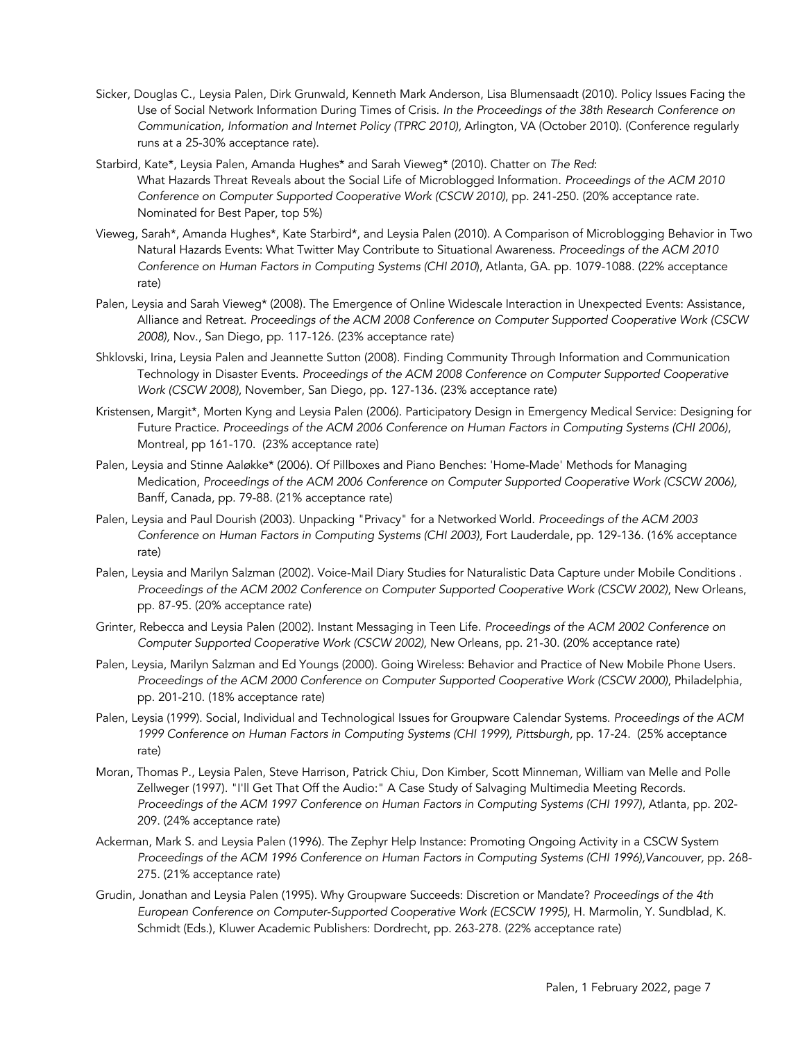Sicker, Douglas C., Leysia Palen, Dirk Grunwald, Kenneth Mark Anderson, Lisa Blumensaadt (2010). Policy Issues Facing the Use of Social Network Information During Times of Crisis. *In the Proceedings of the 38th Research Conference on Communication, Information and Internet Policy (TPRC 2010),* Arlington, VA (October 2010). (Conference regularly runs at a 25-30% acceptance rate).

Starbird, Kate*, Leysia Palen, Amanda Hughes* and Sarah Vieweg* (2010). Chatter on *The Red*: What Hazards Threat Reveals about the Social Life of Microblogged Information. *Proceedings of the ACM 2010 Conference on Computer Supported Cooperative Work (CSCW 2010)*, pp. 241-250. (20% acceptance rate. Nominated for Best Paper, top 5%)

Vieweg, Sarah*, Amanda Hughes*, Kate Starbird*, and Leysia Palen (2010). A Comparison of Microblogging Behavior in Two Natural Hazards Events: What Twitter May Contribute to Situational Awareness. *Proceedings of the ACM 2010 Conference on Human Factors in Computing Systems (CHI 2010*), Atlanta, GA. pp. 1079-1088. (22% acceptance rate)

Palen, Leysia and Sarah Vieweg* (2008). The Emergence of Online Widescale Interaction in Unexpected Events: Assistance, Alliance and Retreat. *Proceedings of the ACM 2008 Conference on Computer Supported Cooperative Work (CSCW 2008),* Nov., San Diego, pp. 117-126. (23% acceptance rate)

Shklovski, Irina, Leysia Palen and Jeannette Sutton (2008). Finding Community Through Information and Communication Technology in Disaster Events. *Proceedings of the ACM 2008 Conference on Computer Supported Cooperative Work (CSCW 2008)*, November, San Diego, pp. 127-136. (23% acceptance rate)

Kristensen, Margit*, Morten Kyng and Leysia Palen (2006). Participatory Design in Emergency Medical Service: Designing for Future Practice. *Proceedings of the ACM 2006 Conference on Human Factors in Computing Systems (CHI 2006)*, Montreal, pp 161-170. (23% acceptance rate)

Palen, Leysia and Stinne Aaløkke* (2006). Of Pillboxes and Piano Benches: 'Home-Made' Methods for Managing Medication, *Proceedings of the ACM 2006 Conference on Computer Supported Cooperative Work (CSCW 2006),* Banff, Canada, pp. 79-88. (21% acceptance rate)

Palen, Leysia and Paul Dourish (2003). Unpacking "Privacy" for a Networked World. *Proceedings of the ACM 2003 Conference on Human Factors in Computing Systems (CHI 2003)*, Fort Lauderdale, pp. 129-136. (16% acceptance rate)

Palen, Leysia and Marilyn Salzman (2002). Voice-Mail Diary Studies for Naturalistic Data Capture under Mobile Conditions . *Proceedings of the ACM 2002 Conference on Computer Supported Cooperative Work (CSCW 2002)*, New Orleans, pp. 87-95. (20% acceptance rate)

Grinter, Rebecca and Leysia Palen (2002). Instant Messaging in Teen Life. *Proceedings of the ACM 2002 Conference on Computer Supported Cooperative Work (CSCW 2002),* New Orleans, pp. 21-30. (20% acceptance rate)

Palen, Leysia, Marilyn Salzman and Ed Youngs (2000). Going Wireless: Behavior and Practice of New Mobile Phone Users. *Proceedings of the ACM 2000 Conference on Computer Supported Cooperative Work (CSCW 2000)*, Philadelphia, pp. 201-210. (18% acceptance rate)

Palen, Leysia (1999). Social, Individual and Technological Issues for Groupware Calendar Systems. *Proceedings of the ACM 1999 Conference on Human Factors in Computing Systems (CHI 1999), Pittsburgh,* pp. 17-24. (25% acceptance rate)

Moran, Thomas P., Leysia Palen, Steve Harrison, Patrick Chiu, Don Kimber, Scott Minneman, William van Melle and Polle Zellweger (1997). "I'll Get That Off the Audio:" A Case Study of Salvaging Multimedia Meeting Records. *Proceedings of the ACM 1997 Conference on Human Factors in Computing Systems (CHI 1997)*, Atlanta, pp. 202-209. (24% acceptance rate)

Ackerman, Mark S. and Leysia Palen (1996). The Zephyr Help Instance: Promoting Ongoing Activity in a CSCW System *Proceedings of the ACM 1996 Conference on Human Factors in Computing Systems (CHI 1996),Vancouver,* pp. 268-275. (21% acceptance rate)

Grudin, Jonathan and Leysia Palen (1995). Why Groupware Succeeds: Discretion or Mandate? *Proceedings of the 4th European Conference on Computer-Supported Cooperative Work (ECSCW 1995)*, H. Marmolin, Y. Sundblad, K. Schmidt (Eds.), Kluwer Academic Publishers: Dordrecht, pp. 263-278. (22% acceptance rate)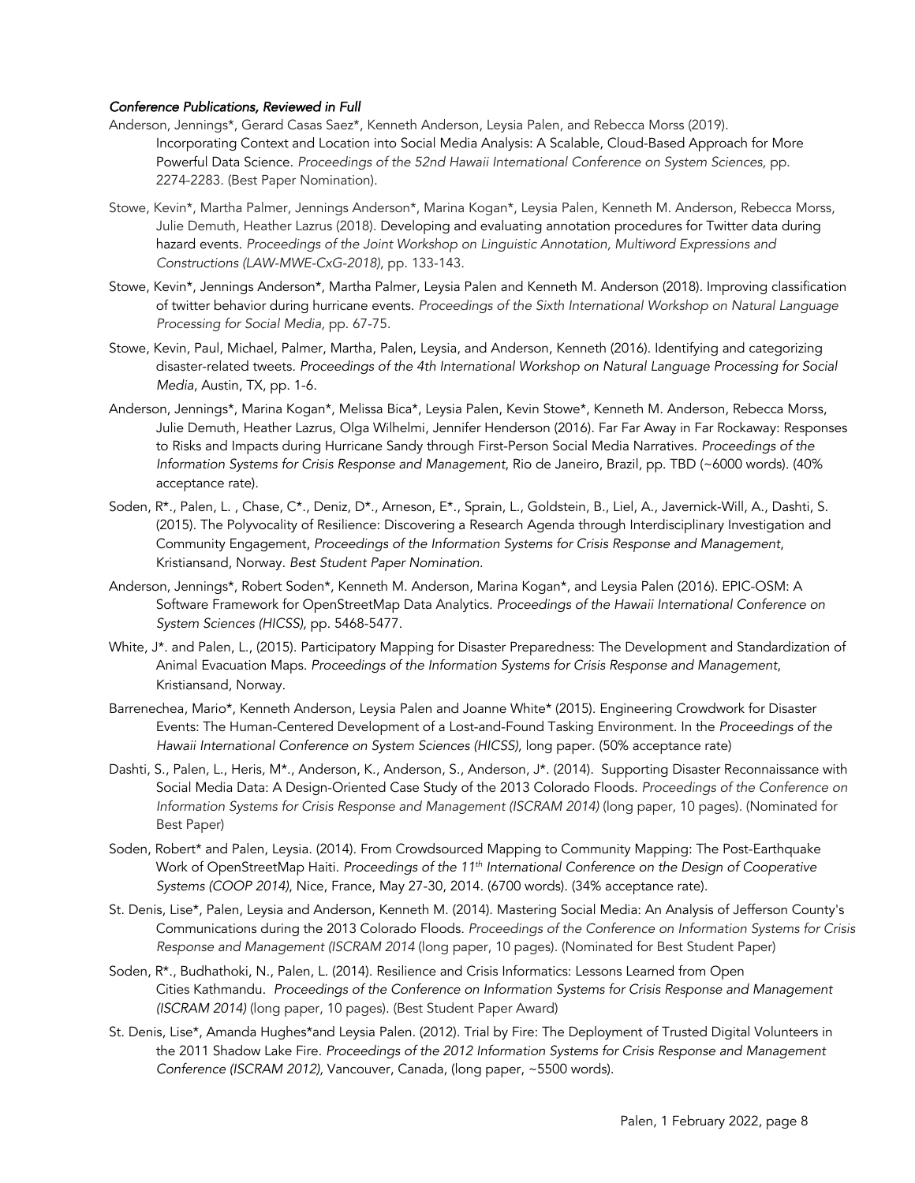*Conference Publications, Reviewed in Full*

Anderson, Jennings*, Gerard Casas Saez*, Kenneth Anderson, Leysia Palen, and Rebecca Morss (2019). Incorporating Context and Location into Social Media Analysis: A Scalable, Cloud-Based Approach for More Powerful Data Science. *Proceedings of the 52nd Hawaii International Conference on System Sciences*, pp. 2274-2283. (Best Paper Nomination).

Stowe, Kevin*, Martha Palmer, Jennings Anderson*, Marina Kogan*, Leysia Palen, Kenneth M. Anderson, Rebecca Morss, Julie Demuth, Heather Lazrus (2018). Developing and evaluating annotation procedures for Twitter data during hazard events. *Proceedings of the Joint Workshop on Linguistic Annotation, Multiword Expressions and Constructions (LAW-MWE-CxG-2018)*, pp. 133-143.

Stowe, Kevin*, Jennings Anderson*, Martha Palmer, Leysia Palen and Kenneth M. Anderson (2018). Improving classification of twitter behavior during hurricane events. *Proceedings of the Sixth International Workshop on Natural Language Processing for Social Media*, pp. 67-75.

Stowe, Kevin, Paul, Michael, Palmer, Martha, Palen, Leysia, and Anderson, Kenneth (2016). Identifying and categorizing disaster-related tweets. *Proceedings of the 4th International Workshop on Natural Language Processing for Social Media*, Austin, TX, pp. 1-6.

Anderson, Jennings*, Marina Kogan*, Melissa Bica*, Leysia Palen, Kevin Stowe*, Kenneth M. Anderson, Rebecca Morss, Julie Demuth, Heather Lazrus, Olga Wilhelmi, Jennifer Henderson (2016). Far Far Away in Far Rockaway: Responses to Risks and Impacts during Hurricane Sandy through First-Person Social Media Narratives. *Proceedings of the Information Systems for Crisis Response and Management*, Rio de Janeiro, Brazil, pp. TBD (~6000 words). (40% acceptance rate).

Soden, R*., Palen, L. , Chase, C*., Deniz, D*., Arneson, E*., Sprain, L., Goldstein, B., Liel, A., Javernick-Will, A., Dashti, S. (2015). The Polyvocality of Resilience: Discovering a Research Agenda through Interdisciplinary Investigation and Community Engagement, *Proceedings of the Information Systems for Crisis Response and Management*, Kristiansand, Norway. *Best Student Paper Nomination.*

Anderson, Jennings*, Robert Soden*, Kenneth M. Anderson, Marina Kogan*, and Leysia Palen (2016). EPIC-OSM: A Software Framework for OpenStreetMap Data Analytics. *Proceedings of the Hawaii International Conference on System Sciences (HICSS)*, pp. 5468-5477.

White, J*. and Palen, L., (2015). Participatory Mapping for Disaster Preparedness: The Development and Standardization of Animal Evacuation Maps. *Proceedings of the Information Systems for Crisis Response and Management*, Kristiansand, Norway.

Barrenechea, Mario*, Kenneth Anderson, Leysia Palen and Joanne White* (2015). Engineering Crowdwork for Disaster Events: The Human-Centered Development of a Lost-and-Found Tasking Environment. In the *Proceedings of the Hawaii International Conference on System Sciences (HICSS)*, long paper. (50% acceptance rate)

Dashti, S., Palen, L., Heris, M*., Anderson, K., Anderson, S., Anderson, J*. (2014). Supporting Disaster Reconnaissance with Social Media Data: A Design-Oriented Case Study of the 2013 Colorado Floods. *Proceedings of the Conference on Information Systems for Crisis Response and Management (ISCRAM 2014)* (long paper, 10 pages). (Nominated for Best Paper)

Soden, Robert* and Palen, Leysia. (2014). From Crowdsourced Mapping to Community Mapping: The Post-Earthquake Work of OpenStreetMap Haiti. *Proceedings of the 11th International Conference on the Design of Cooperative Systems (COOP 2014)*, Nice, France, May 27-30, 2014. (6700 words). (34% acceptance rate).

St. Denis, Lise*, Palen, Leysia and Anderson, Kenneth M. (2014). Mastering Social Media: An Analysis of Jefferson County's Communications during the 2013 Colorado Floods. *Proceedings of the Conference on Information Systems for Crisis Response and Management (ISCRAM 2014* (long paper, 10 pages). (Nominated for Best Student Paper)

Soden, R*., Budhathoki, N., Palen, L. (2014). Resilience and Crisis Informatics: Lessons Learned from Open Cities Kathmandu. *Proceedings of the Conference on Information Systems for Crisis Response and Management (ISCRAM 2014)* (long paper, 10 pages). (Best Student Paper Award)

St. Denis, Lise*, Amanda Hughes*and Leysia Palen. (2012). Trial by Fire: The Deployment of Trusted Digital Volunteers in the 2011 Shadow Lake Fire. *Proceedings of the 2012 Information Systems for Crisis Response and Management Conference (ISCRAM 2012),* Vancouver, Canada, (long paper, ~5500 words).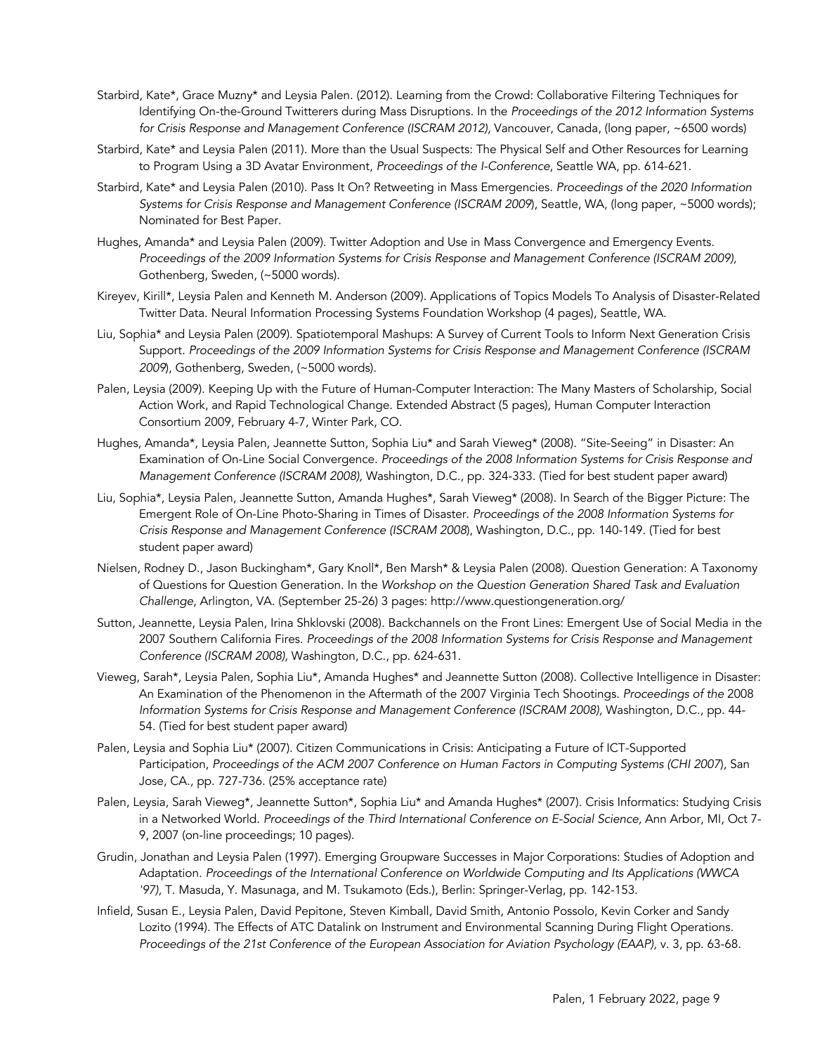Starbird, Kate*, Grace Muzny* and Leysia Palen. (2012). Learning from the Crowd: Collaborative Filtering Techniques for Identifying On-the-Ground Twitterers during Mass Disruptions. In the *Proceedings of the 2012 Information Systems for Crisis Response and Management Conference (ISCRAM 2012)*, Vancouver, Canada, (long paper, ~6500 words)

Starbird, Kate* and Leysia Palen (2011). More than the Usual Suspects: The Physical Self and Other Resources for Learning to Program Using a 3D Avatar Environment, *Proceedings of the I-Conference*, Seattle WA, pp. 614-621.

Starbird, Kate* and Leysia Palen (2010). Pass It On? Retweeting in Mass Emergencies. *Proceedings of the 2020 Information Systems for Crisis Response and Management Conference (ISCRAM 2009*), Seattle, WA, (long paper, ~5000 words); Nominated for Best Paper.

Hughes, Amanda* and Leysia Palen (2009). Twitter Adoption and Use in Mass Convergence and Emergency Events. *Proceedings of the 2009 Information Systems for Crisis Response and Management Conference (ISCRAM 2009)*, Gothenberg, Sweden, (~5000 words).

Kireyev, Kirill*, Leysia Palen and Kenneth M. Anderson (2009). Applications of Topics Models To Analysis of Disaster-Related Twitter Data. Neural Information Processing Systems Foundation Workshop (4 pages), Seattle, WA.

Liu, Sophia* and Leysia Palen (2009). Spatiotemporal Mashups: A Survey of Current Tools to Inform Next Generation Crisis Support. *Proceedings of the 2009 Information Systems for Crisis Response and Management Conference (ISCRAM 2009*), Gothenberg, Sweden, (~5000 words).

Palen, Leysia (2009). Keeping Up with the Future of Human-Computer Interaction: The Many Masters of Scholarship, Social Action Work, and Rapid Technological Change. Extended Abstract (5 pages), Human Computer Interaction Consortium 2009, February 4-7, Winter Park, CO.

Hughes, Amanda*, Leysia Palen, Jeannette Sutton, Sophia Liu* and Sarah Vieweg* (2008). "Site-Seeing" in Disaster: An Examination of On-Line Social Convergence. *Proceedings of the 2008 Information Systems for Crisis Response and Management Conference (ISCRAM 2008)*, Washington, D.C., pp. 324-333. (Tied for best student paper award)

Liu, Sophia*, Leysia Palen, Jeannette Sutton, Amanda Hughes*, Sarah Vieweg* (2008). In Search of the Bigger Picture: The Emergent Role of On-Line Photo-Sharing in Times of Disaster. *Proceedings of the 2008 Information Systems for Crisis Response and Management Conference (ISCRAM 2008*), Washington, D.C., pp. 140-149. (Tied for best student paper award)

Nielsen, Rodney D., Jason Buckingham*, Gary Knoll*, Ben Marsh* & Leysia Palen (2008). Question Generation: A Taxonomy of Questions for Question Generation. In the *Workshop on the Question Generation Shared Task and Evaluation Challenge*, Arlington, VA. (September 25-26) 3 pages: http://www.questiongeneration.org/

Sutton, Jeannette, Leysia Palen, Irina Shklovski (2008). Backchannels on the Front Lines: Emergent Use of Social Media in the 2007 Southern California Fires. *Proceedings of the 2008 Information Systems for Crisis Response and Management Conference (ISCRAM 2008)*, Washington, D.C., pp. 624-631.

Vieweg, Sarah*, Leysia Palen, Sophia Liu*, Amanda Hughes* and Jeannette Sutton (2008). Collective Intelligence in Disaster: An Examination of the Phenomenon in the Aftermath of the 2007 Virginia Tech Shootings. *Proceedings of the* 2008 *Information Systems for Crisis Response and Management Conference (ISCRAM 2008)*, Washington, D.C., pp. 44-54. (Tied for best student paper award)

Palen, Leysia and Sophia Liu* (2007). Citizen Communications in Crisis: Anticipating a Future of ICT-Supported Participation, *Proceedings of the ACM 2007 Conference on Human Factors in Computing Systems (CHI 2007*), San Jose, CA., pp. 727-736. (25% acceptance rate)

Palen, Leysia, Sarah Vieweg*, Jeannette Sutton*, Sophia Liu* and Amanda Hughes* (2007). Crisis Informatics: Studying Crisis in a Networked World. *Proceedings of the Third International Conference on E-Social Science,* Ann Arbor, MI, Oct 7-9, 2007 (on-line proceedings; 10 pages).

Grudin, Jonathan and Leysia Palen (1997). Emerging Groupware Successes in Major Corporations: Studies of Adoption and Adaptation. *Proceedings of the International Conference on Worldwide Computing and Its Applications (WWCA '97),* T. Masuda, Y. Masunaga, and M. Tsukamoto (Eds.), Berlin: Springer-Verlag, pp. 142-153.

Infield, Susan E., Leysia Palen, David Pepitone, Steven Kimball, David Smith, Antonio Possolo, Kevin Corker and Sandy Lozito (1994). The Effects of ATC Datalink on Instrument and Environmental Scanning During Flight Operations. *Proceedings of the 21st Conference of the European Association for Aviation Psychology (EAAP)*, v. 3, pp. 63-68.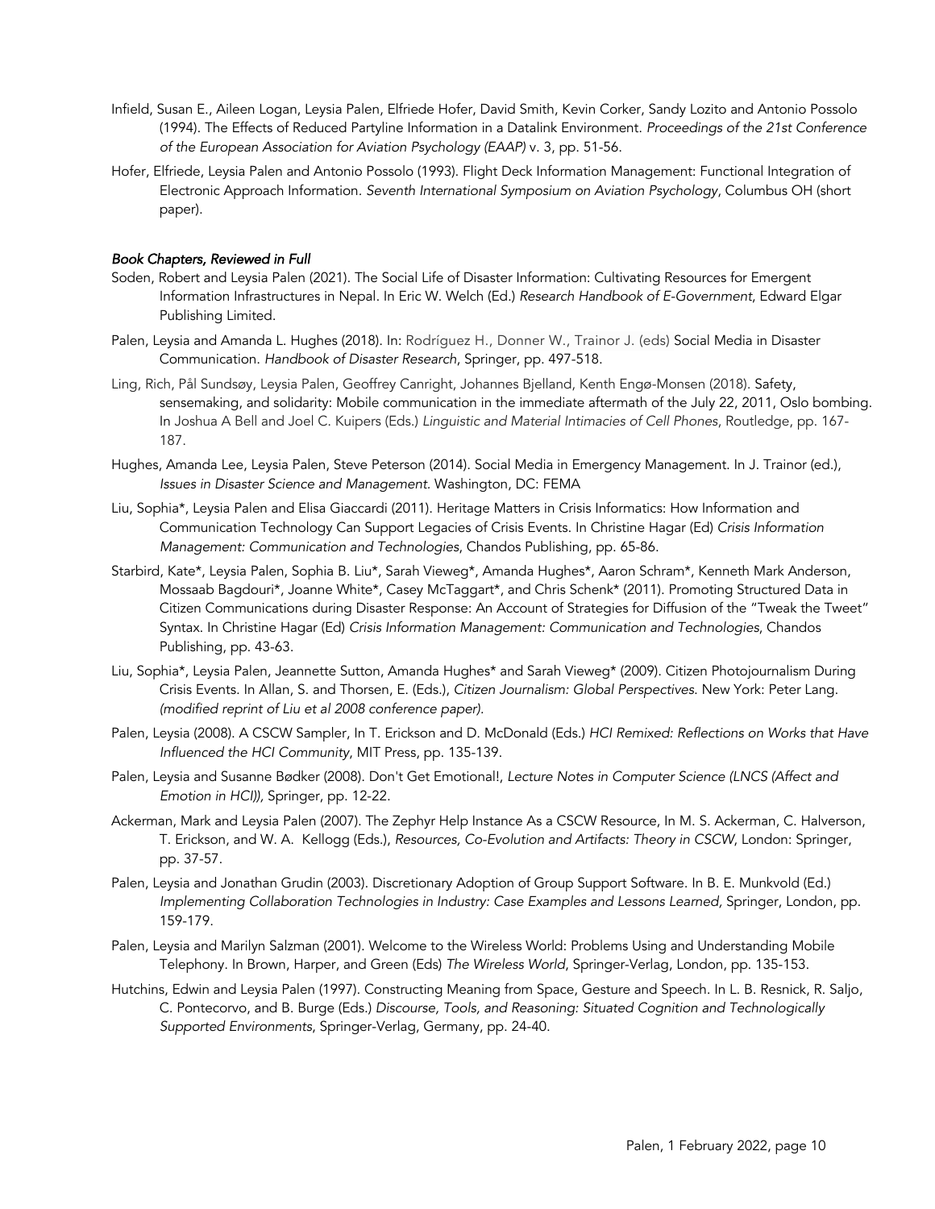Infield, Susan E., Aileen Logan, Leysia Palen, Elfriede Hofer, David Smith, Kevin Corker, Sandy Lozito and Antonio Possolo (1994). The Effects of Reduced Partyline Information in a Datalink Environment. *Proceedings of the 21st Conference of the European Association for Aviation Psychology (EAAP)* v. 3, pp. 51-56.

Hofer, Elfriede, Leysia Palen and Antonio Possolo (1993). Flight Deck Information Management: Functional Integration of Electronic Approach Information. *Seventh International Symposium on Aviation Psychology*, Columbus OH (short paper).

### *Book Chapters, Reviewed in Full*

Soden, Robert and Leysia Palen (2021). The Social Life of Disaster Information: Cultivating Resources for Emergent Information Infrastructures in Nepal. In Eric W. Welch (Ed.) *Research Handbook of E-Government*, Edward Elgar Publishing Limited.

Palen, Leysia and Amanda L. Hughes (2018). In: Rodríguez H., Donner W., Trainor J. (eds) Social Media in Disaster Communication. *Handbook of Disaster Research*, Springer, pp. 497-518.

Ling, Rich, Pål Sundsøy, Leysia Palen, Geoffrey Canright, Johannes Bjelland, Kenth Engø-Monsen (2018). Safety, sensemaking, and solidarity: Mobile communication in the immediate aftermath of the July 22, 2011, Oslo bombing. In Joshua A Bell and Joel C. Kuipers (Eds.) *Linguistic and Material Intimacies of Cell Phones*, Routledge, pp. 167-187.

Hughes, Amanda Lee, Leysia Palen, Steve Peterson (2014). Social Media in Emergency Management. In J. Trainor (ed.), *Issues in Disaster Science and Management.* Washington, DC: FEMA

Liu, Sophia*, Leysia Palen and Elisa Giaccardi (2011). Heritage Matters in Crisis Informatics: How Information and Communication Technology Can Support Legacies of Crisis Events. In Christine Hagar (Ed) *Crisis Information Management: Communication and Technologies*, Chandos Publishing, pp. 65-86.

Starbird, Kate*, Leysia Palen, Sophia B. Liu*, Sarah Vieweg*, Amanda Hughes*, Aaron Schram*, Kenneth Mark Anderson, Mossaab Bagdouri*, Joanne White*, Casey McTaggart*, and Chris Schenk* (2011). Promoting Structured Data in Citizen Communications during Disaster Response: An Account of Strategies for Diffusion of the "Tweak the Tweet" Syntax. In Christine Hagar (Ed) *Crisis Information Management: Communication and Technologies*, Chandos Publishing, pp. 43-63.

Liu, Sophia*, Leysia Palen, Jeannette Sutton, Amanda Hughes* and Sarah Vieweg* (2009). Citizen Photojournalism During Crisis Events. In Allan, S. and Thorsen, E. (Eds.), *Citizen Journalism: Global Perspectives.* New York: Peter Lang. *(modified reprint of Liu et al 2008 conference paper).*

Palen, Leysia (2008). A CSCW Sampler, In T. Erickson and D. McDonald (Eds.) *HCI Remixed: Reflections on Works that Have Influenced the HCI Community*, MIT Press, pp. 135-139.

Palen, Leysia and Susanne Bødker (2008). Don't Get Emotional!, *Lecture Notes in Computer Science (LNCS (Affect and Emotion in HCI)),* Springer, pp. 12-22.

Ackerman, Mark and Leysia Palen (2007). The Zephyr Help Instance As a CSCW Resource, In M. S. Ackerman, C. Halverson, T. Erickson, and W. A. Kellogg (Eds.), *Resources, Co-Evolution and Artifacts: Theory in CSCW*, London: Springer, pp. 37-57.

Palen, Leysia and Jonathan Grudin (2003). Discretionary Adoption of Group Support Software. In B. E. Munkvold (Ed.) *Implementing Collaboration Technologies in Industry: Case Examples and Lessons Learned,* Springer, London, pp. 159-179.

Palen, Leysia and Marilyn Salzman (2001). Welcome to the Wireless World: Problems Using and Understanding Mobile Telephony. In Brown, Harper, and Green (Eds) *The Wireless World*, Springer-Verlag, London, pp. 135-153.

Hutchins, Edwin and Leysia Palen (1997). Constructing Meaning from Space, Gesture and Speech. In L. B. Resnick, R. Saljo, C. Pontecorvo, and B. Burge (Eds.) *Discourse, Tools, and Reasoning: Situated Cognition and Technologically Supported Environments*, Springer-Verlag, Germany, pp. 24-40.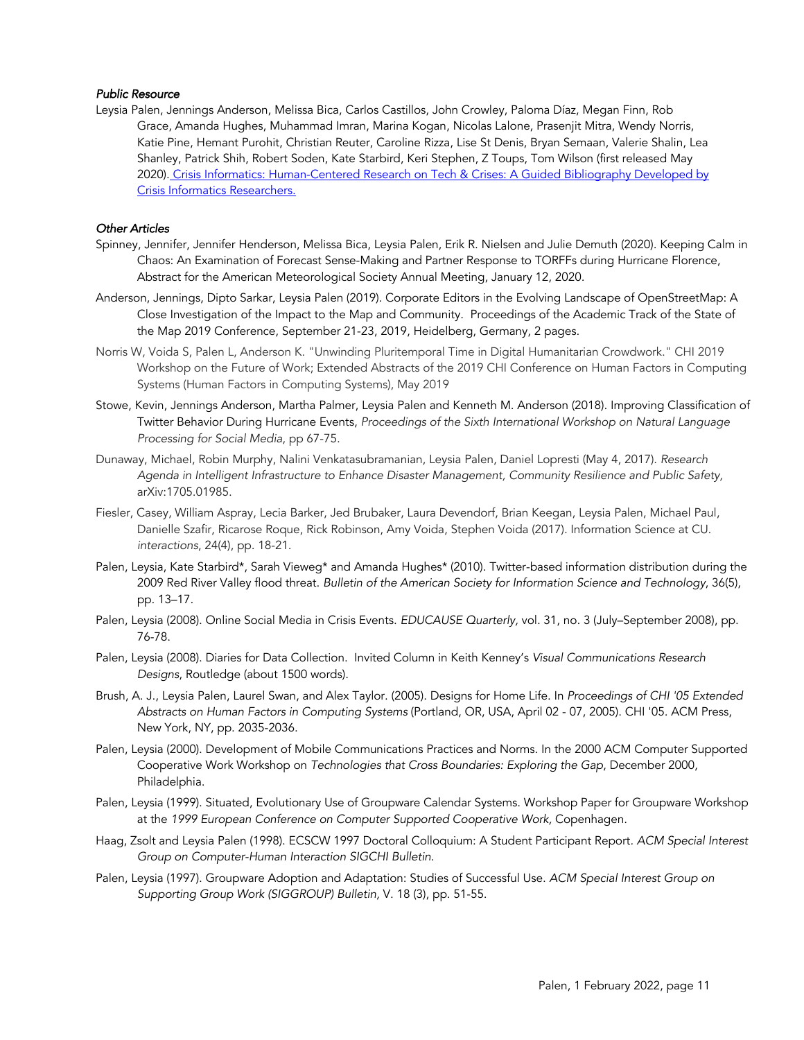### *Public Resource*

Leysia Palen, Jennings Anderson, Melissa Bica, Carlos Castillos, John Crowley, Paloma Díaz, Megan Finn, Rob Grace, Amanda Hughes, Muhammad Imran, Marina Kogan, Nicolas Lalone, Prasenjit Mitra, Wendy Norris, Katie Pine, Hemant Purohit, Christian Reuter, Caroline Rizza, Lise St Denis, Bryan Semaan, Valerie Shalin, Lea Shanley, Patrick Shih, Robert Soden, Kate Starbird, Keri Stephen, Z Toups, Tom Wilson (first released May 2020). Crisis Informatics: Human-Centered Research on Tech & Crises: A Guided Bibliography Developed by Crisis Informatics Researchers.

### *Other Articles*

Spinney, Jennifer, Jennifer Henderson, Melissa Bica, Leysia Palen, Erik R. Nielsen and Julie Demuth (2020). Keeping Calm in Chaos: An Examination of Forecast Sense-Making and Partner Response to TORFFs during Hurricane Florence, Abstract for the American Meteorological Society Annual Meeting, January 12, 2020.

Anderson, Jennings, Dipto Sarkar, Leysia Palen (2019). Corporate Editors in the Evolving Landscape of OpenStreetMap: A Close Investigation of the Impact to the Map and Community. Proceedings of the Academic Track of the State of the Map 2019 Conference, September 21-23, 2019, Heidelberg, Germany, 2 pages.

Norris W, Voida S, Palen L, Anderson K. "Unwinding Pluritemporal Time in Digital Humanitarian Crowdwork." CHI 2019 Workshop on the Future of Work; Extended Abstracts of the 2019 CHI Conference on Human Factors in Computing Systems (Human Factors in Computing Systems), May 2019

Stowe, Kevin, Jennings Anderson, Martha Palmer, Leysia Palen and Kenneth M. Anderson (2018). Improving Classification of Twitter Behavior During Hurricane Events, *Proceedings of the Sixth International Workshop on Natural Language Processing for Social Media*, pp 67-75.

Dunaway, Michael, Robin Murphy, Nalini Venkatasubramanian, Leysia Palen, Daniel Lopresti (May 4, 2017). *Research Agenda in Intelligent Infrastructure to Enhance Disaster Management, Community Resilience and Public Safety,* arXiv:1705.01985.

Fiesler, Casey, William Aspray, Lecia Barker, Jed Brubaker, Laura Devendorf, Brian Keegan, Leysia Palen, Michael Paul, Danielle Szafir, Ricarose Roque, Rick Robinson, Amy Voida, Stephen Voida (2017). Information Science at CU. *interactions*, 24(4), pp. 18-21.

Palen, Leysia, Kate Starbird*, Sarah Vieweg* and Amanda Hughes* (2010). Twitter-based information distribution during the 2009 Red River Valley flood threat. *Bulletin of the American Society for Information Science and Technology*, 36(5), pp. 13–17.

Palen, Leysia (2008). Online Social Media in Crisis Events. *EDUCAUSE Quarterly,* vol. 31, no. 3 (July–September 2008), pp. 76-78.

Palen, Leysia (2008). Diaries for Data Collection. Invited Column in Keith Kenney's *Visual Communications Research Designs*, Routledge (about 1500 words).

Brush, A. J., Leysia Palen, Laurel Swan, and Alex Taylor. (2005). Designs for Home Life. In *Proceedings of CHI '05 Extended Abstracts on Human Factors in Computing Systems* (Portland, OR, USA, April 02 - 07, 2005). CHI '05. ACM Press, New York, NY, pp. 2035-2036.

Palen, Leysia (2000). Development of Mobile Communications Practices and Norms. In the 2000 ACM Computer Supported Cooperative Work Workshop on *Technologies that Cross Boundaries: Exploring the Gap*, December 2000, Philadelphia.

Palen, Leysia (1999). Situated, Evolutionary Use of Groupware Calendar Systems. Workshop Paper for Groupware Workshop at the *1999 European Conference on Computer Supported Cooperative Work,* Copenhagen.

Haag, Zsolt and Leysia Palen (1998). ECSCW 1997 Doctoral Colloquium: A Student Participant Report. *ACM Special Interest Group on Computer-Human Interaction SIGCHI Bulletin.*

Palen, Leysia (1997). Groupware Adoption and Adaptation: Studies of Successful Use. *ACM Special Interest Group on Supporting Group Work (SIGGROUP) Bulletin,* V. 18 (3), pp. 51-55.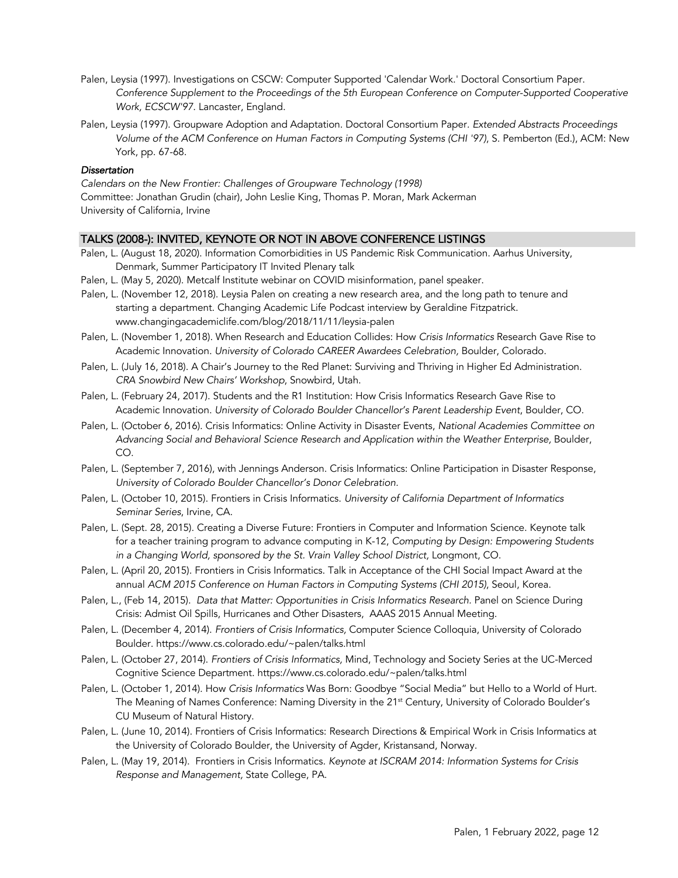Palen, Leysia (1997). Investigations on CSCW: Computer Supported 'Calendar Work.' Doctoral Consortium Paper. *Conference Supplement to the Proceedings of the 5th European Conference on Computer-Supported Cooperative Work, ECSCW'97*. Lancaster, England.

Palen, Leysia (1997). Groupware Adoption and Adaptation. Doctoral Consortium Paper. *Extended Abstracts Proceedings Volume of the ACM Conference on Human Factors in Computing Systems (CHI '97)*, S. Pemberton (Ed.), ACM: New York, pp. 67-68.

***Dissertation***

*Calendars on the New Frontier: Challenges of Groupware Technology (1998)*
Committee: Jonathan Grudin (chair), John Leslie King, Thomas P. Moran, Mark Ackerman
University of California, Irvine

## TALKS (2008-): INVITED, KEYNOTE OR NOT IN ABOVE CONFERENCE LISTINGS

Palen, L. (August 18, 2020). Information Comorbidities in US Pandemic Risk Communication. Aarhus University, Denmark, Summer Participatory IT Invited Plenary talk

Palen, L. (May 5, 2020). Metcalf Institute webinar on COVID misinformation, panel speaker.

Palen, L. (November 12, 2018). Leysia Palen on creating a new research area, and the long path to tenure and starting a department. Changing Academic Life Podcast interview by Geraldine Fitzpatrick. www.changingacademiclife.com/blog/2018/11/11/leysia-palen

Palen, L. (November 1, 2018). When Research and Education Collides: How *Crisis Informatics* Research Gave Rise to Academic Innovation. *University of Colorado CAREER Awardees Celebration*, Boulder, Colorado.

Palen, L. (July 16, 2018). A Chair's Journey to the Red Planet: Surviving and Thriving in Higher Ed Administration. *CRA Snowbird New Chairs' Workshop*, Snowbird, Utah.

Palen, L. (February 24, 2017). Students and the R1 Institution: How Crisis Informatics Research Gave Rise to Academic Innovation. *University of Colorado Boulder Chancellor's Parent Leadership Event*, Boulder, CO.

Palen, L. (October 6, 2016). Crisis Informatics: Online Activity in Disaster Events, *National Academies Committee on Advancing Social and Behavioral Science Research and Application within the Weather Enterprise*, Boulder, CO.

Palen, L. (September 7, 2016), with Jennings Anderson. Crisis Informatics: Online Participation in Disaster Response, *University of Colorado Boulder Chancellor's Donor Celebration.*

Palen, L. (October 10, 2015). Frontiers in Crisis Informatics. *University of California Department of Informatics Seminar Series*, Irvine, CA.

Palen, L. (Sept. 28, 2015). Creating a Diverse Future: Frontiers in Computer and Information Science. Keynote talk for a teacher training program to advance computing in K-12, *Computing by Design: Empowering Students in a Changing World, sponsored by the St. Vrain Valley School District,* Longmont, CO.

Palen, L. (April 20, 2015). Frontiers in Crisis Informatics. Talk in Acceptance of the CHI Social Impact Award at the annual *ACM 2015 Conference on Human Factors in Computing Systems (CHI 2015)*, Seoul, Korea.

Palen, L., (Feb 14, 2015). *Data that Matter: Opportunities in Crisis Informatics Research.* Panel on Science During Crisis: Admist Oil Spills, Hurricanes and Other Disasters, AAAS 2015 Annual Meeting.

Palen, L. (December 4, 2014). *Frontiers of Crisis Informatics,* Computer Science Colloquia, University of Colorado Boulder. https://www.cs.colorado.edu/~palen/talks.html

Palen, L. (October 27, 2014). *Frontiers of Crisis Informatics,* Mind, Technology and Society Series at the UC-Merced Cognitive Science Department. https://www.cs.colorado.edu/~palen/talks.html

Palen, L. (October 1, 2014). How *Crisis Informatics* Was Born: Goodbye "Social Media" but Hello to a World of Hurt. The Meaning of Names Conference: Naming Diversity in the 21st Century, University of Colorado Boulder's CU Museum of Natural History.

Palen, L. (June 10, 2014). Frontiers of Crisis Informatics: Research Directions & Empirical Work in Crisis Informatics at the University of Colorado Boulder, the University of Agder, Kristansand, Norway.

Palen, L. (May 19, 2014). Frontiers in Crisis Informatics. *Keynote at ISCRAM 2014: Information Systems for Crisis Response and Management,* State College, PA.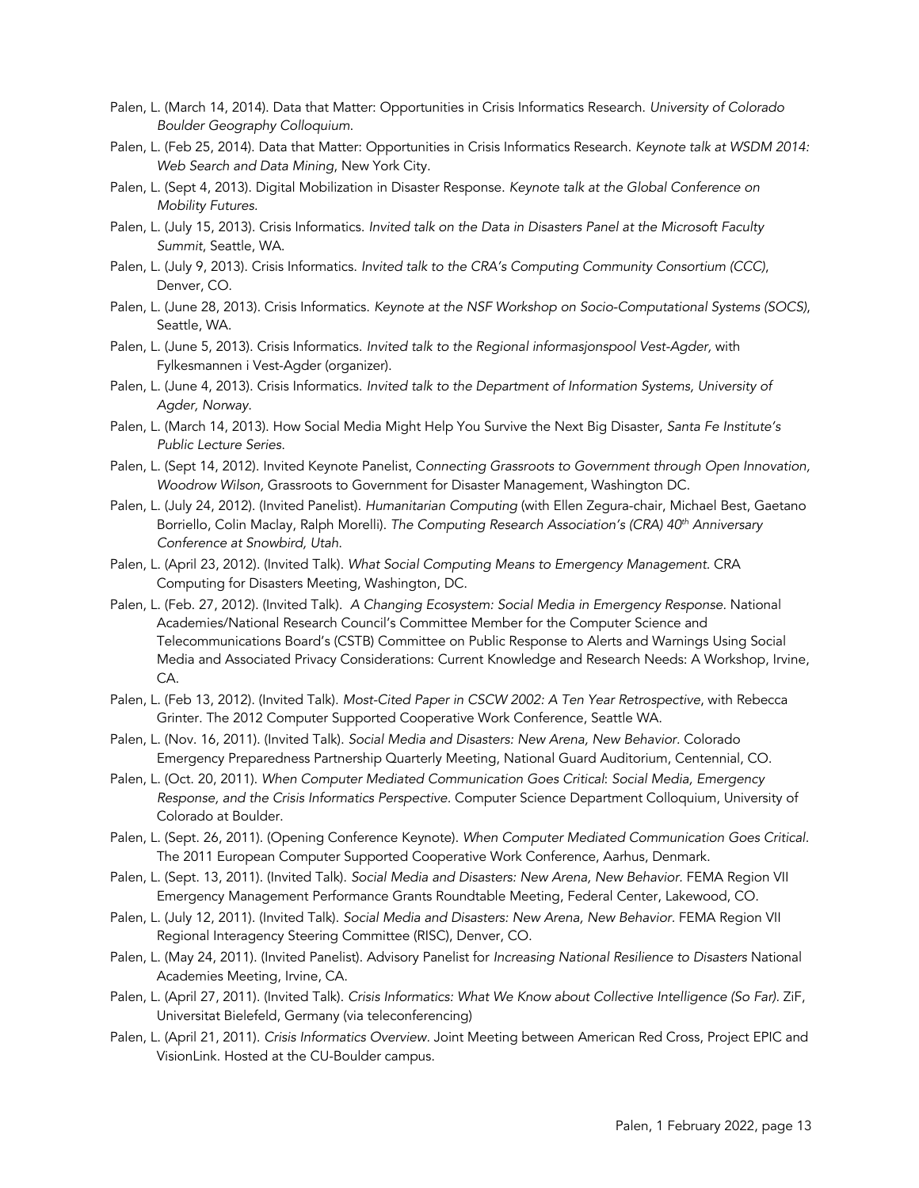Palen, L. (March 14, 2014). Data that Matter: Opportunities in Crisis Informatics Research. *University of Colorado Boulder Geography Colloquium.*

Palen, L. (Feb 25, 2014). Data that Matter: Opportunities in Crisis Informatics Research. *Keynote talk at WSDM 2014: Web Search and Data Mining*, New York City.

Palen, L. (Sept 4, 2013). Digital Mobilization in Disaster Response. *Keynote talk at the Global Conference on Mobility Futures.*

Palen, L. (July 15, 2013). Crisis Informatics. *Invited talk on the Data in Disasters Panel at the Microsoft Faculty Summit*, Seattle, WA.

Palen, L. (July 9, 2013). Crisis Informatics. *Invited talk to the CRA's Computing Community Consortium (CCC)*, Denver, CO.

Palen, L. (June 28, 2013). Crisis Informatics. *Keynote at the NSF Workshop on Socio-Computational Systems (SOCS)*, Seattle, WA.

Palen, L. (June 5, 2013). Crisis Informatics. *Invited talk to the Regional informasjonspool Vest-Agder,* with Fylkesmannen i Vest-Agder (organizer).

Palen, L. (June 4, 2013). Crisis Informatics. *Invited talk to the Department of Information Systems, University of Agder, Norway.*

Palen, L. (March 14, 2013). How Social Media Might Help You Survive the Next Big Disaster, *Santa Fe Institute's Public Lecture Series.*

Palen, L. (Sept 14, 2012). Invited Keynote Panelist, C*onnecting Grassroots to Government through Open Innovation, Woodrow Wilson,* Grassroots to Government for Disaster Management, Washington DC.

Palen, L. (July 24, 2012). (Invited Panelist). *Humanitarian Computing* (with Ellen Zegura-chair, Michael Best, Gaetano Borriello, Colin Maclay, Ralph Morelli). *The Computing Research Association's (CRA) 40th Anniversary Conference at Snowbird, Utah.*

Palen, L. (April 23, 2012). (Invited Talk). *What Social Computing Means to Emergency Management.* CRA Computing for Disasters Meeting, Washington, DC.

Palen, L. (Feb. 27, 2012). (Invited Talk). *A Changing Ecosystem: Social Media in Emergency Response.* National Academies/National Research Council's Committee Member for the Computer Science and Telecommunications Board's (CSTB) Committee on Public Response to Alerts and Warnings Using Social Media and Associated Privacy Considerations: Current Knowledge and Research Needs: A Workshop, Irvine, CA.

Palen, L. (Feb 13, 2012). (Invited Talk). *Most-Cited Paper in CSCW 2002: A Ten Year Retrospective*, with Rebecca Grinter. The 2012 Computer Supported Cooperative Work Conference, Seattle WA.

Palen, L. (Nov. 16, 2011). (Invited Talk). *Social Media and Disasters: New Arena, New Behavior.* Colorado Emergency Preparedness Partnership Quarterly Meeting, National Guard Auditorium, Centennial, CO.

Palen, L. (Oct. 20, 2011). *When Computer Mediated Communication Goes Critical*: *Social Media, Emergency Response, and the Crisis Informatics Perspective.* Computer Science Department Colloquium, University of Colorado at Boulder.

Palen, L. (Sept. 26, 2011). (Opening Conference Keynote). *When Computer Mediated Communication Goes Critical.* The 2011 European Computer Supported Cooperative Work Conference, Aarhus, Denmark.

Palen, L. (Sept. 13, 2011). (Invited Talk). *Social Media and Disasters: New Arena, New Behavior.* FEMA Region VII Emergency Management Performance Grants Roundtable Meeting, Federal Center, Lakewood, CO.

Palen, L. (July 12, 2011). (Invited Talk). *Social Media and Disasters: New Arena, New Behavior*. FEMA Region VII Regional Interagency Steering Committee (RISC), Denver, CO.

Palen, L. (May 24, 2011). (Invited Panelist). Advisory Panelist for *Increasing National Resilience to Disasters* National Academies Meeting, Irvine, CA.

Palen, L. (April 27, 2011). (Invited Talk). *Crisis Informatics: What We Know about Collective Intelligence (So Far).* ZiF, Universitat Bielefeld, Germany (via teleconferencing)

Palen, L. (April 21, 2011). *Crisis Informatics Overview*. Joint Meeting between American Red Cross, Project EPIC and VisionLink. Hosted at the CU-Boulder campus.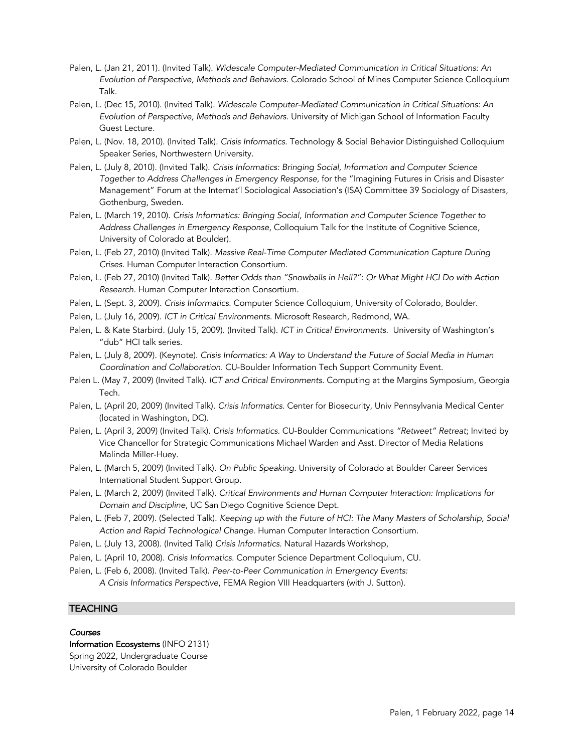Palen, L. (Jan 21, 2011). (Invited Talk). *Widescale Computer-Mediated Communication in Critical Situations: An Evolution of Perspective, Methods and Behaviors.* Colorado School of Mines Computer Science Colloquium Talk.

Palen, L. (Dec 15, 2010). (Invited Talk). *Widescale Computer-Mediated Communication in Critical Situations: An Evolution of Perspective, Methods and Behaviors.* University of Michigan School of Information Faculty Guest Lecture.

Palen, L. (Nov. 18, 2010). (Invited Talk). *Crisis Informatics.* Technology & Social Behavior Distinguished Colloquium Speaker Series, Northwestern University.

Palen, L. (July 8, 2010). (Invited Talk). *Crisis Informatics: Bringing Social, Information and Computer Science Together to Address Challenges in Emergency Response*, for the "Imagining Futures in Crisis and Disaster Management" Forum at the Internat'l Sociological Association's (ISA) Committee 39 Sociology of Disasters, Gothenburg, Sweden.

Palen, L. (March 19, 2010). *Crisis Informatics: Bringing Social, Information and Computer Science Together to Address Challenges in Emergency Response*, Colloquium Talk for the Institute of Cognitive Science, University of Colorado at Boulder).

Palen, L. (Feb 27, 2010) (Invited Talk). *Massive Real-Time Computer Mediated Communication Capture During Crises.* Human Computer Interaction Consortium.

Palen, L. (Feb 27, 2010) (Invited Talk). *Better Odds than "Snowballs in Hell?": Or What Might HCI Do with Action Research.* Human Computer Interaction Consortium.

Palen, L. (Sept. 3, 2009). *Crisis Informatics.* Computer Science Colloquium, University of Colorado, Boulder.

Palen, L. (July 16, 2009). *ICT in Critical Environments.* Microsoft Research, Redmond, WA.

Palen, L. & Kate Starbird. (July 15, 2009). (Invited Talk). *ICT in Critical Environments.* University of Washington's "dub" HCI talk series.

Palen, L. (July 8, 2009). (Keynote). *Crisis Informatics: A Way to Understand the Future of Social Media in Human Coordination and Collaboration.* CU-Boulder Information Tech Support Community Event.

Palen L. (May 7, 2009) (Invited Talk). *ICT and Critical Environments.* Computing at the Margins Symposium, Georgia Tech.

Palen, L. (April 20, 2009) (Invited Talk). *Crisis Informatics.* Center for Biosecurity, Univ Pennsylvania Medical Center (located in Washington, DC).

Palen, L. (April 3, 2009) (Invited Talk). *Crisis Informatics.* CU-Boulder Communications *"Retweet" Retreat*; Invited by Vice Chancellor for Strategic Communications Michael Warden and Asst. Director of Media Relations Malinda Miller-Huey.

Palen, L. (March 5, 2009) (Invited Talk). *On Public Speaking.* University of Colorado at Boulder Career Services International Student Support Group.

Palen, L. (March 2, 2009) (Invited Talk). *Critical Environments and Human Computer Interaction: Implications for Domain and Discipline*, UC San Diego Cognitive Science Dept.

Palen, L. (Feb 7, 2009). (Selected Talk). *Keeping up with the Future of HCI: The Many Masters of Scholarship, Social Action and Rapid Technological Change.* Human Computer Interaction Consortium.

Palen, L. (July 13, 2008). (Invited Talk) *Crisis Informatics.* Natural Hazards Workshop,

Palen, L. (April 10, 2008). *Crisis Informatics.* Computer Science Department Colloquium, CU.

Palen, L. (Feb 6, 2008). (Invited Talk). *Peer-to-Peer Communication in Emergency Events: A Crisis Informatics Perspective*, FEMA Region VIII Headquarters (with J. Sutton).

## TEACHING

***Courses***

**Information Ecosystems** (INFO 2131)
Spring 2022, Undergraduate Course
University of Colorado Boulder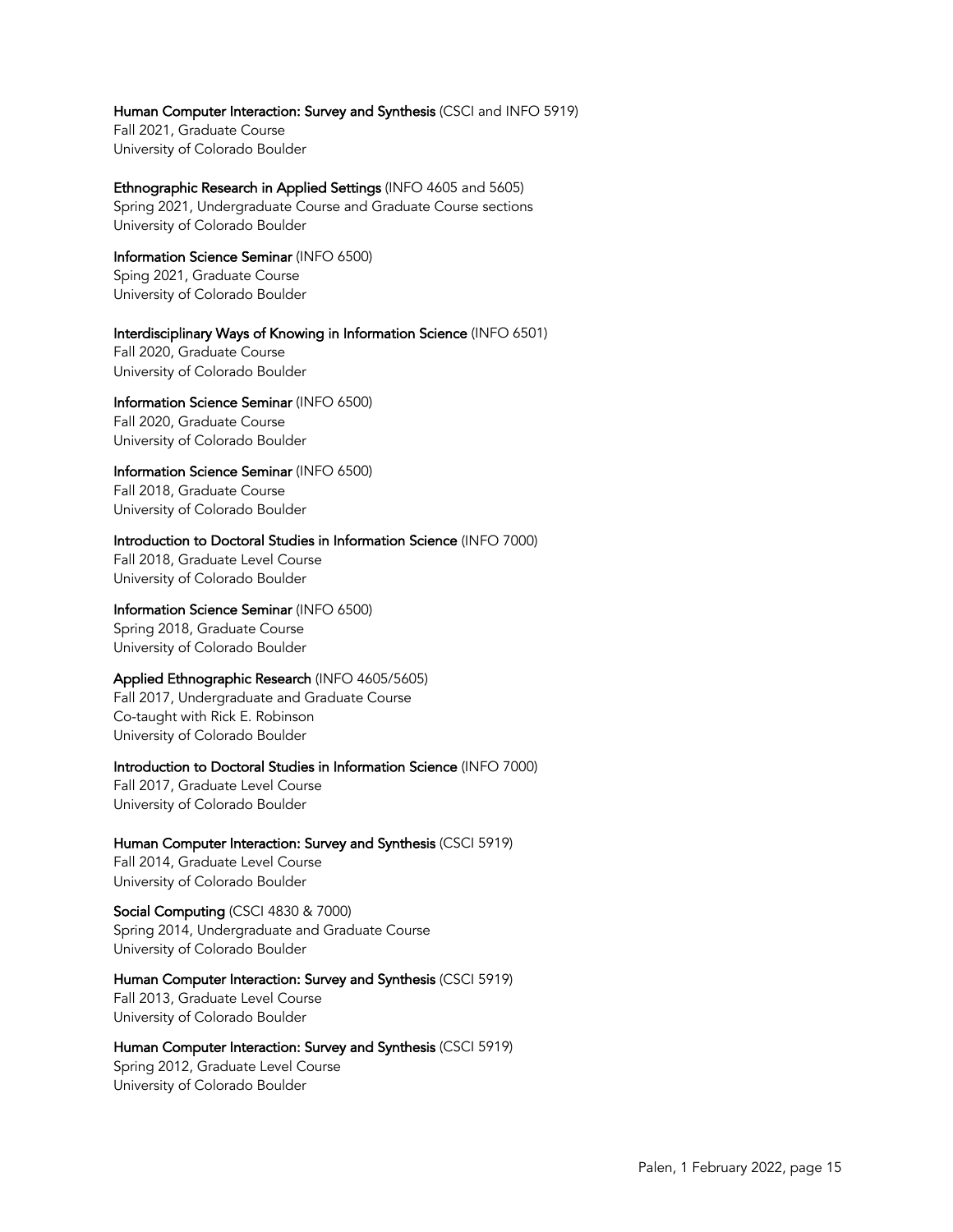**Human Computer Interaction: Survey and Synthesis** (CSCI and INFO 5919)
Fall 2021, Graduate Course
University of Colorado Boulder

**Ethnographic Research in Applied Settings** (INFO 4605 and 5605)
Spring 2021, Undergraduate Course and Graduate Course sections
University of Colorado Boulder

**Information Science Seminar** (INFO 6500)
Sping 2021, Graduate Course
University of Colorado Boulder

**Interdisciplinary Ways of Knowing in Information Science** (INFO 6501)
Fall 2020, Graduate Course
University of Colorado Boulder

**Information Science Seminar** (INFO 6500)
Fall 2020, Graduate Course
University of Colorado Boulder

**Information Science Seminar** (INFO 6500)
Fall 2018, Graduate Course
University of Colorado Boulder

**Introduction to Doctoral Studies in Information Science** (INFO 7000)
Fall 2018, Graduate Level Course
University of Colorado Boulder

**Information Science Seminar** (INFO 6500)
Spring 2018, Graduate Course
University of Colorado Boulder

**Applied Ethnographic Research** (INFO 4605/5605)
Fall 2017, Undergraduate and Graduate Course
Co-taught with Rick E. Robinson
University of Colorado Boulder

**Introduction to Doctoral Studies in Information Science** (INFO 7000)
Fall 2017, Graduate Level Course
University of Colorado Boulder

**Human Computer Interaction: Survey and Synthesis** (CSCI 5919)
Fall 2014, Graduate Level Course
University of Colorado Boulder

**Social Computing** (CSCI 4830 & 7000)
Spring 2014, Undergraduate and Graduate Course
University of Colorado Boulder

**Human Computer Interaction: Survey and Synthesis** (CSCI 5919)
Fall 2013, Graduate Level Course
University of Colorado Boulder

**Human Computer Interaction: Survey and Synthesis** (CSCI 5919)
Spring 2012, Graduate Level Course
University of Colorado Boulder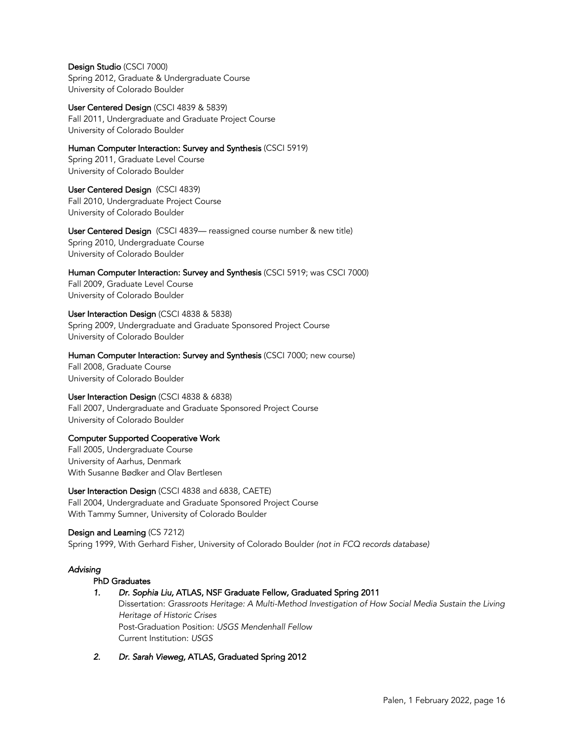**Design Studio** (CSCI 7000)
Spring 2012, Graduate & Undergraduate Course
University of Colorado Boulder

**User Centered Design** (CSCI 4839 & 5839)
Fall 2011, Undergraduate and Graduate Project Course
University of Colorado Boulder

**Human Computer Interaction: Survey and Synthesis** (CSCI 5919)
Spring 2011, Graduate Level Course
University of Colorado Boulder

**User Centered Design** (CSCI 4839)
Fall 2010, Undergraduate Project Course
University of Colorado Boulder

**User Centered Design** (CSCI 4839— reassigned course number & new title)
Spring 2010, Undergraduate Course
University of Colorado Boulder

**Human Computer Interaction: Survey and Synthesis** (CSCI 5919; was CSCI 7000)
Fall 2009, Graduate Level Course
University of Colorado Boulder

**User Interaction Design** (CSCI 4838 & 5838)
Spring 2009, Undergraduate and Graduate Sponsored Project Course
University of Colorado Boulder

**Human Computer Interaction: Survey and Synthesis** (CSCI 7000; new course)
Fall 2008, Graduate Course
University of Colorado Boulder

**User Interaction Design** (CSCI 4838 & 6838)
Fall 2007, Undergraduate and Graduate Sponsored Project Course
University of Colorado Boulder

**Computer Supported Cooperative Work**
Fall 2005, Undergraduate Course
University of Aarhus, Denmark
With Susanne Bødker and Olav Bertlesen

**User Interaction Design** (CSCI 4838 and 6838, CAETE)
Fall 2004, Undergraduate and Graduate Sponsored Project Course
With Tammy Sumner, University of Colorado Boulder

**Design and Learning** (CS 7212)
Spring 1999, With Gerhard Fisher, University of Colorado Boulder *(not in FCQ records database)*

### *Advising*

**PhD Graduates**

1. ***Dr. Sophia Liu*, ATLAS, NSF Graduate Fellow, Graduated Spring 2011**
   Dissertation: *Grassroots Heritage: A Multi-Method Investigation of How Social Media Sustain the Living Heritage of Historic Crises*
   Post-Graduation Position: *USGS Mendenhall Fellow*
   Current Institution: *USGS*

2. ***Dr. Sarah Vieweg*, ATLAS, Graduated Spring 2012**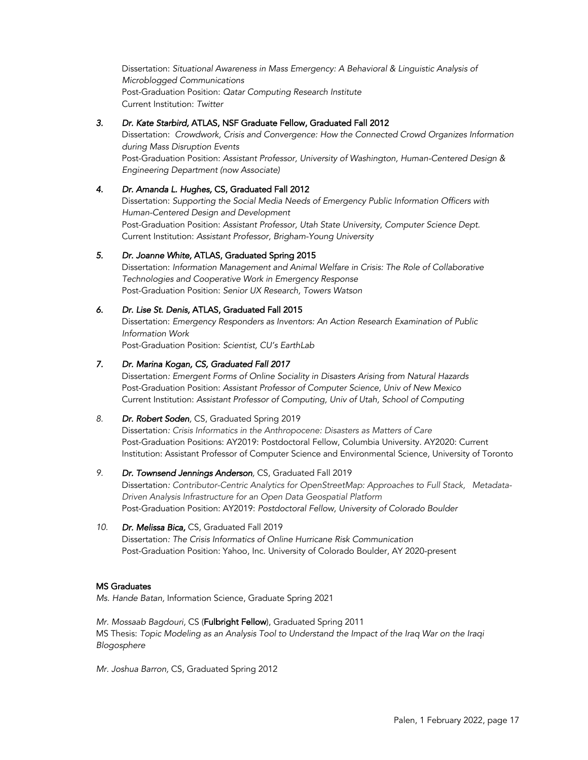Dissertation: *Situational Awareness in Mass Emergency: A Behavioral & Linguistic Analysis of Microblogged Communications*
Post-Graduation Position: *Qatar Computing Research Institute*
Current Institution: *Twitter*

3. ***Dr. Kate Starbird*, ATLAS, NSF Graduate Fellow, Graduated Fall 2012**
   Dissertation: *Crowdwork, Crisis and Convergence: How the Connected Crowd Organizes Information during Mass Disruption Events*
   Post-Graduation Position: *Assistant Professor, University of Washington, Human-Centered Design & Engineering Department (now Associate)*

4. ***Dr. Amanda L. Hughes*, CS, Graduated Fall 2012**
   Dissertation: *Supporting the Social Media Needs of Emergency Public Information Officers with Human-Centered Design and Development*
   Post-Graduation Position: *Assistant Professor, Utah State University, Computer Science Dept.*
   Current Institution: *Assistant Professor, Brigham-Young University*

5. ***Dr. Joanne White*, ATLAS, Graduated Spring 2015**
   Dissertation: *Information Management and Animal Welfare in Crisis: The Role of Collaborative Technologies and Cooperative Work in Emergency Response*
   Post-Graduation Position: *Senior UX Research, Towers Watson*

6. ***Dr. Lise St. Denis*, ATLAS, Graduated Fall 2015**
   Dissertation: *Emergency Responders as Inventors: An Action Research Examination of Public Information Work*
   Post-Graduation Position: *Scientist, CU's EarthLab*

7. ***Dr. Marina Kogan, CS, Graduated Fall 2017***
   Dissertation*: Emergent Forms of Online Sociality in Disasters Arising from Natural Hazards*
   Post-Graduation Position: *Assistant Professor of Computer Science, Univ of New Mexico*
   Current Institution: *Assistant Professor of Computing, Univ of Utah, School of Computing*

8. ***Dr. Robert Soden***, CS, Graduated Spring 2019
   Dissertation*: Crisis Informatics in the Anthropocene: Disasters as Matters of Care*
   Post-Graduation Positions: AY2019: Postdoctoral Fellow, Columbia University. AY2020: Current Institution: Assistant Professor of Computer Science and Environmental Science, University of Toronto

9. ***Dr. Townsend Jennings Anderson***, CS, Graduated Fall 2019
   Dissertation*: Contributor-Centric Analytics for OpenStreetMap: Approaches to Full Stack, Metadata-Driven Analysis Infrastructure for an Open Data Geospatial Platform*
   Post-Graduation Position: AY2019: *Postdoctoral Fellow, University of Colorado Boulder*

10. ***Dr. Melissa Bica,*** CS, Graduated Fall 2019
    Dissertation*: The Crisis Informatics of Online Hurricane Risk Communication*
    Post-Graduation Position: Yahoo, Inc. University of Colorado Boulder, AY 2020-present

**MS Graduates**

*Ms. Hande Batan*, Information Science, Graduate Spring 2021

*Mr. Mossaab Bagdouri*, CS (**Fulbright Fellow**), Graduated Spring 2011
MS Thesis: *Topic Modeling as an Analysis Tool to Understand the Impact of the Iraq War on the Iraqi Blogosphere*

*Mr. Joshua Barron*, CS, Graduated Spring 2012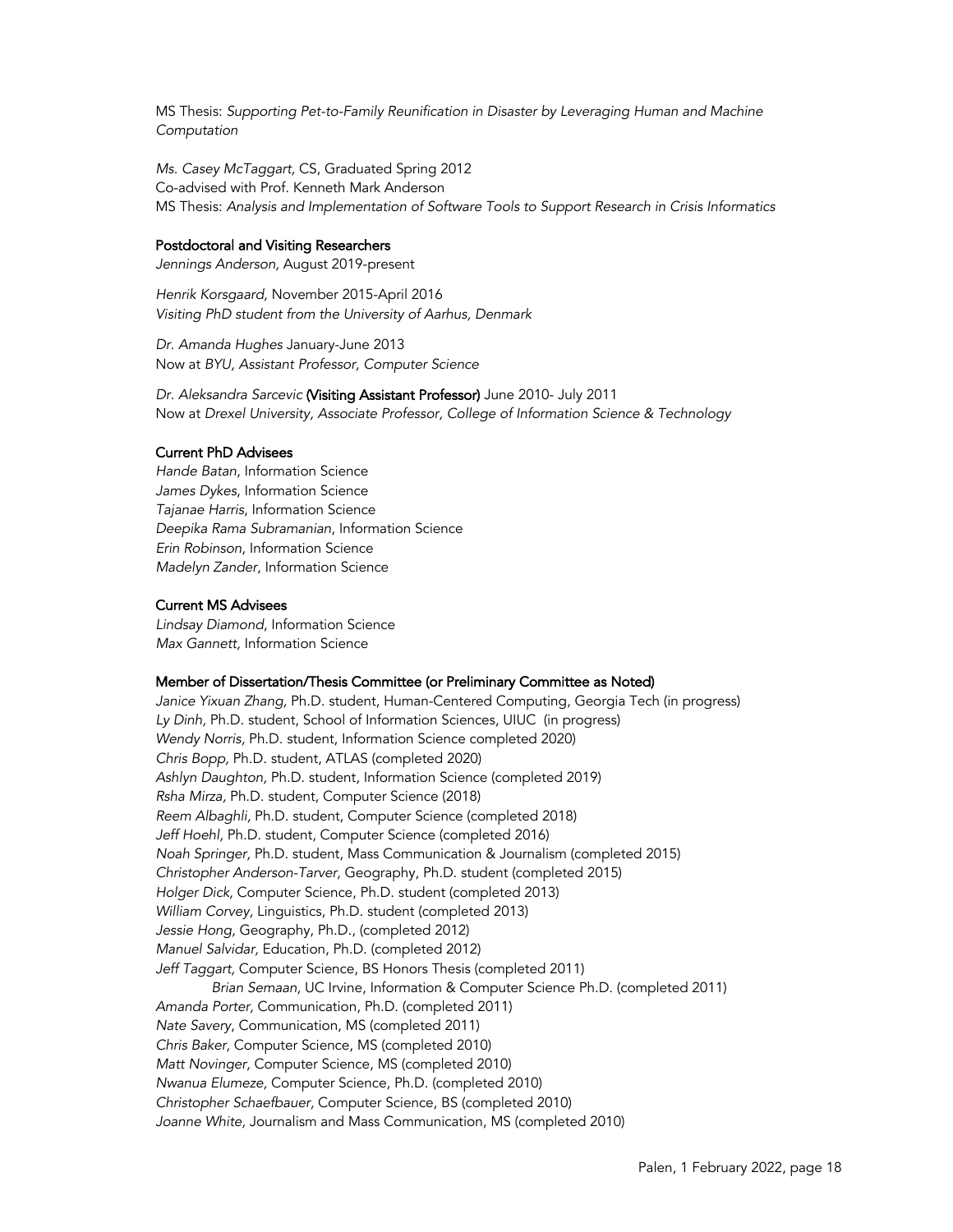MS Thesis: *Supporting Pet-to-Family Reunification in Disaster by Leveraging Human and Machine Computation*

*Ms. Casey McTaggart,* CS, Graduated Spring 2012
Co-advised with Prof. Kenneth Mark Anderson
MS Thesis: *Analysis and Implementation of Software Tools to Support Research in Crisis Informatics*

**Postdoctoral and Visiting Researchers**

*Jennings Anderson,* August 2019-present

*Henrik Korsgaard,* November 2015-April 2016
*Visiting PhD student from the University of Aarhus, Denmark*

*Dr. Amanda Hughes* January-June 2013
Now at *BYU, Assistant Professor, Computer Science*

*Dr. Aleksandra Sarcevic* **(Visiting Assistant Professor)** June 2010- July 2011
Now at *Drexel University, Associate Professor, College of Information Science & Technology*

**Current PhD Advisees**

*Hande Batan*, Information Science
*James Dykes*, Information Science
*Tajanae Harris*, Information Science
*Deepika Rama Subramanian*, Information Science
*Erin Robinson*, Information Science
*Madelyn Zander*, Information Science

**Current MS Advisees**

*Lindsay Diamond*, Information Science
*Max Gannett,* Information Science

**Member of Dissertation/Thesis Committee (or Preliminary Committee as Noted)**

*Janice Yixuan Zhang,* Ph.D. student, Human-Centered Computing, Georgia Tech (in progress)
*Ly Dinh,* Ph.D. student, School of Information Sciences, UIUC (in progress)
*Wendy Norris,* Ph.D. student, Information Science completed 2020)
*Chris Bopp,* Ph.D. student, ATLAS (completed 2020)
*Ashlyn Daughton,* Ph.D. student, Information Science (completed 2019)
*Rsha Mirza,* Ph.D. student, Computer Science (2018)
*Reem Albaghli*, Ph.D. student, Computer Science (completed 2018)
*Jeff Hoehl*, Ph.D. student, Computer Science (completed 2016)
*Noah Springer,* Ph.D. student, Mass Communication & Journalism (completed 2015)
*Christopher Anderson-Tarver,* Geography, Ph.D. student (completed 2015)
*Holger Dick,* Computer Science, Ph.D. student (completed 2013)
*William Corvey*, Linguistics, Ph.D. student (completed 2013)
*Jessie Hong,* Geography, Ph.D., (completed 2012)
*Manuel Salvidar,* Education, Ph.D. (completed 2012)
*Jeff Taggart,* Computer Science, BS Honors Thesis (completed 2011)
*Brian Semaan,* UC Irvine, Information & Computer Science Ph.D. (completed 2011)
*Amanda Porter,* Communication, Ph.D. (completed 2011)
*Nate Savery*, Communication, MS (completed 2011)
*Chris Baker,* Computer Science, MS (completed 2010)
*Matt Novinger,* Computer Science, MS (completed 2010)
*Nwanua Elumeze,* Computer Science, Ph.D. (completed 2010)
*Christopher Schaefbauer,* Computer Science, BS (completed 2010)
*Joanne White,* Journalism and Mass Communication, MS (completed 2010)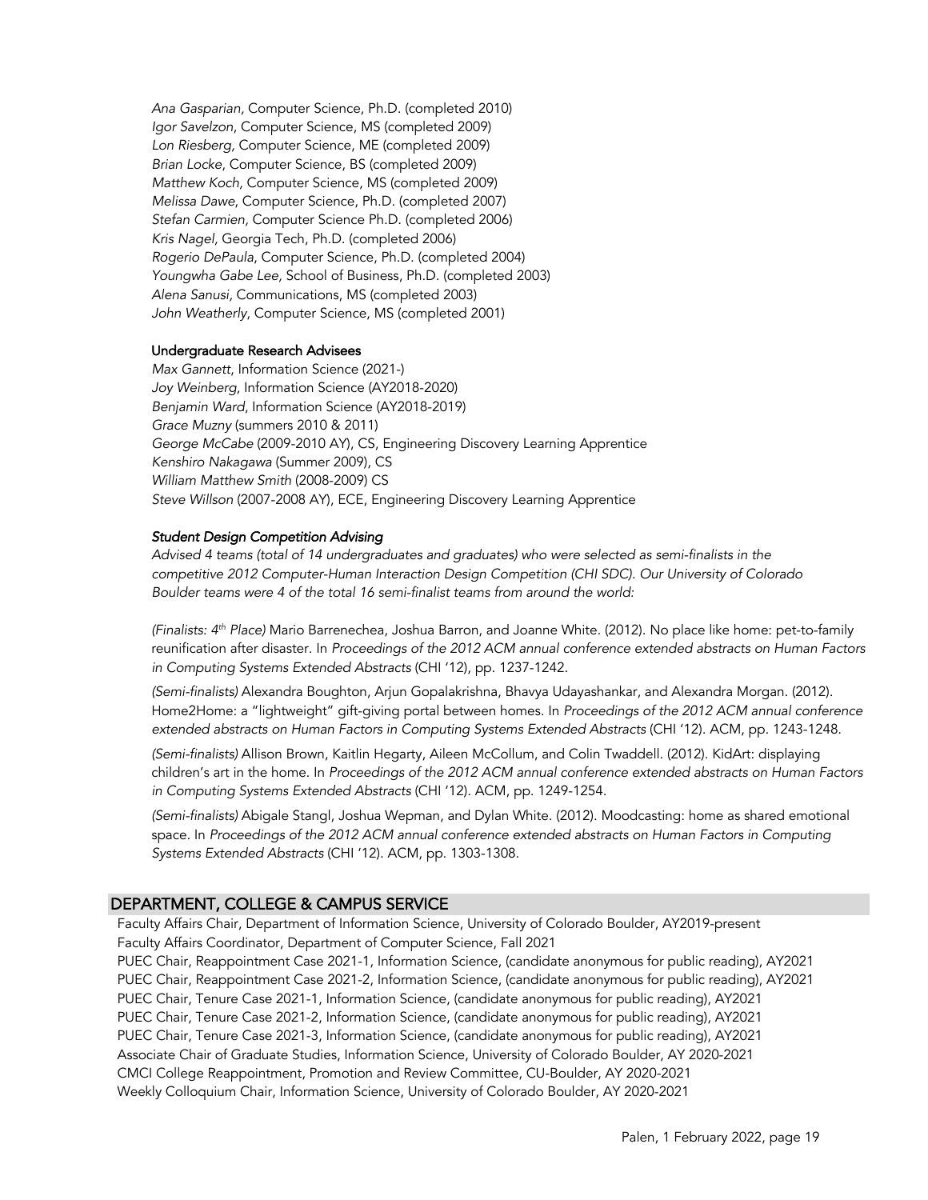*Ana Gasparian*, Computer Science, Ph.D. (completed 2010)
*Igor Savelzon*, Computer Science, MS (completed 2009)
*Lon Riesberg*, Computer Science, ME (completed 2009)
*Brian Locke*, Computer Science, BS (completed 2009)
*Matthew Koch*, Computer Science, MS (completed 2009)
*Melissa Dawe*, Computer Science, Ph.D. (completed 2007)
*Stefan Carmien*, Computer Science Ph.D. (completed 2006)
*Kris Nagel*, Georgia Tech, Ph.D. (completed 2006)
*Rogerio DePaula*, Computer Science, Ph.D. (completed 2004)
*Youngwha Gabe Lee*, School of Business, Ph.D. (completed 2003)
*Alena Sanusi*, Communications, MS (completed 2003)
*John Weatherly*, Computer Science, MS (completed 2001)

#### Undergraduate Research Advisees

*Max Gannett*, Information Science (2021-)
*Joy Weinberg*, Information Science (AY2018-2020)
*Benjamin Ward*, Information Science (AY2018-2019)
*Grace Muzny* (summers 2010 & 2011)
*George McCabe* (2009-2010 AY), CS, Engineering Discovery Learning Apprentice
*Kenshiro Nakagawa* (Summer 2009), CS
*William Matthew Smith* (2008-2009) CS
*Steve Willson* (2007-2008 AY), ECE, Engineering Discovery Learning Apprentice

#### *Student Design Competition Advising*

*Advised 4 teams (total of 14 undergraduates and graduates) who were selected as semi-finalists in the competitive 2012 Computer-Human Interaction Design Competition (CHI SDC). Our University of Colorado Boulder teams were 4 of the total 16 semi-finalist teams from around the world:*

*(Finalists: 4th Place)* Mario Barrenechea, Joshua Barron, and Joanne White. (2012). No place like home: pet-to-family reunification after disaster. In *Proceedings of the 2012 ACM annual conference extended abstracts on Human Factors in Computing Systems Extended Abstracts* (CHI '12), pp. 1237-1242.

*(Semi-finalists)* Alexandra Boughton, Arjun Gopalakrishna, Bhavya Udayashankar, and Alexandra Morgan. (2012). Home2Home: a "lightweight" gift-giving portal between homes. In *Proceedings of the 2012 ACM annual conference extended abstracts on Human Factors in Computing Systems Extended Abstracts* (CHI '12). ACM, pp. 1243-1248.

*(Semi-finalists)* Allison Brown, Kaitlin Hegarty, Aileen McCollum, and Colin Twaddell. (2012). KidArt: displaying children's art in the home. In *Proceedings of the 2012 ACM annual conference extended abstracts on Human Factors in Computing Systems Extended Abstracts* (CHI '12). ACM, pp. 1249-1254.

*(Semi-finalists)* Abigale Stangl, Joshua Wepman, and Dylan White. (2012). Moodcasting: home as shared emotional space. In *Proceedings of the 2012 ACM annual conference extended abstracts on Human Factors in Computing Systems Extended Abstracts* (CHI '12). ACM, pp. 1303-1308.

## DEPARTMENT, COLLEGE & CAMPUS SERVICE

Faculty Affairs Chair, Department of Information Science, University of Colorado Boulder, AY2019-present
Faculty Affairs Coordinator, Department of Computer Science, Fall 2021
PUEC Chair, Reappointment Case 2021-1, Information Science, (candidate anonymous for public reading), AY2021
PUEC Chair, Reappointment Case 2021-2, Information Science, (candidate anonymous for public reading), AY2021
PUEC Chair, Tenure Case 2021-1, Information Science, (candidate anonymous for public reading), AY2021
PUEC Chair, Tenure Case 2021-2, Information Science, (candidate anonymous for public reading), AY2021
PUEC Chair, Tenure Case 2021-3, Information Science, (candidate anonymous for public reading), AY2021
Associate Chair of Graduate Studies, Information Science, University of Colorado Boulder, AY 2020-2021
CMCI College Reappointment, Promotion and Review Committee, CU-Boulder, AY 2020-2021
Weekly Colloquium Chair, Information Science, University of Colorado Boulder, AY 2020-2021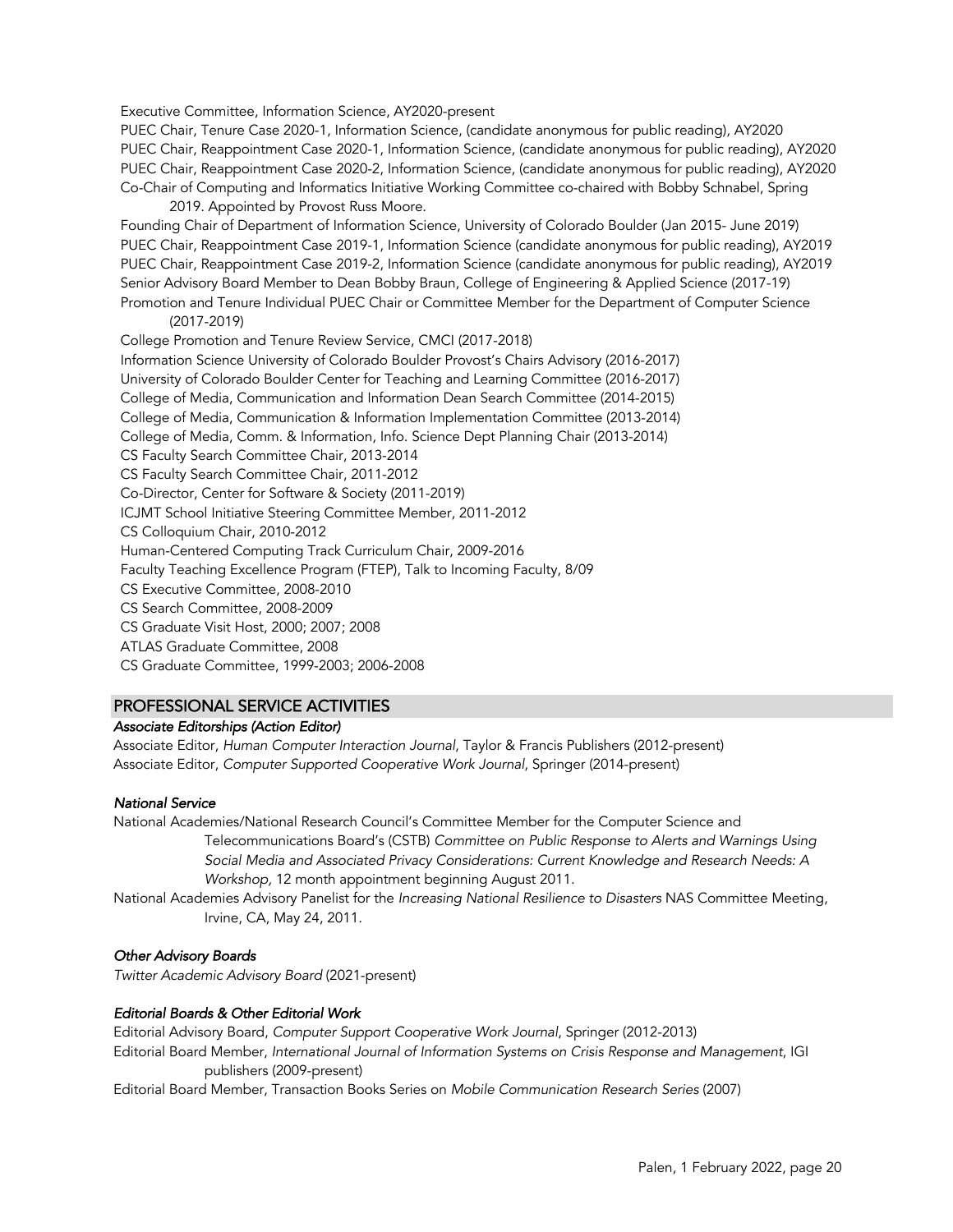Executive Committee, Information Science, AY2020-present
PUEC Chair, Tenure Case 2020-1, Information Science, (candidate anonymous for public reading), AY2020
PUEC Chair, Reappointment Case 2020-1, Information Science, (candidate anonymous for public reading), AY2020
PUEC Chair, Reappointment Case 2020-2, Information Science, (candidate anonymous for public reading), AY2020
Co-Chair of Computing and Informatics Initiative Working Committee co-chaired with Bobby Schnabel, Spring 2019. Appointed by Provost Russ Moore.
Founding Chair of Department of Information Science, University of Colorado Boulder (Jan 2015- June 2019)
PUEC Chair, Reappointment Case 2019-1, Information Science (candidate anonymous for public reading), AY2019
PUEC Chair, Reappointment Case 2019-2, Information Science (candidate anonymous for public reading), AY2019
Senior Advisory Board Member to Dean Bobby Braun, College of Engineering & Applied Science (2017-19)
Promotion and Tenure Individual PUEC Chair or Committee Member for the Department of Computer Science (2017-2019)
College Promotion and Tenure Review Service, CMCI (2017-2018)
Information Science University of Colorado Boulder Provost's Chairs Advisory (2016-2017)
University of Colorado Boulder Center for Teaching and Learning Committee (2016-2017)
College of Media, Communication and Information Dean Search Committee (2014-2015)
College of Media, Communication & Information Implementation Committee (2013-2014)
College of Media, Comm. & Information, Info. Science Dept Planning Chair (2013-2014)
CS Faculty Search Committee Chair, 2013-2014
CS Faculty Search Committee Chair, 2011-2012
Co-Director, Center for Software & Society (2011-2019)
ICJMT School Initiative Steering Committee Member, 2011-2012
CS Colloquium Chair, 2010-2012
Human-Centered Computing Track Curriculum Chair, 2009-2016
Faculty Teaching Excellence Program (FTEP), Talk to Incoming Faculty, 8/09
CS Executive Committee, 2008-2010
CS Search Committee, 2008-2009
CS Graduate Visit Host, 2000; 2007; 2008
ATLAS Graduate Committee, 2008
CS Graduate Committee, 1999-2003; 2006-2008

## PROFESSIONAL SERVICE ACTIVITIES

#### *Associate Editorships (Action Editor)*

Associate Editor, *Human Computer Interaction Journal*, Taylor & Francis Publishers (2012-present)
Associate Editor, *Computer Supported Cooperative Work Journal*, Springer (2014-present)

#### *National Service*

National Academies/National Research Council's Committee Member for the Computer Science and Telecommunications Board's (CSTB) *Committee on Public Response to Alerts and Warnings Using Social Media and Associated Privacy Considerations: Current Knowledge and Research Needs: A Workshop,* 12 month appointment beginning August 2011.
National Academies Advisory Panelist for the *Increasing National Resilience to Disasters* NAS Committee Meeting, Irvine, CA, May 24, 2011.

#### *Other Advisory Boards*

*Twitter Academic Advisory Board* (2021-present)

#### *Editorial Boards & Other Editorial Work*

Editorial Advisory Board, *Computer Support Cooperative Work Journal*, Springer (2012-2013)
Editorial Board Member, *International Journal of Information Systems on Crisis Response and Management*, IGI publishers (2009-present)
Editorial Board Member, Transaction Books Series on *Mobile Communication Research Series* (2007)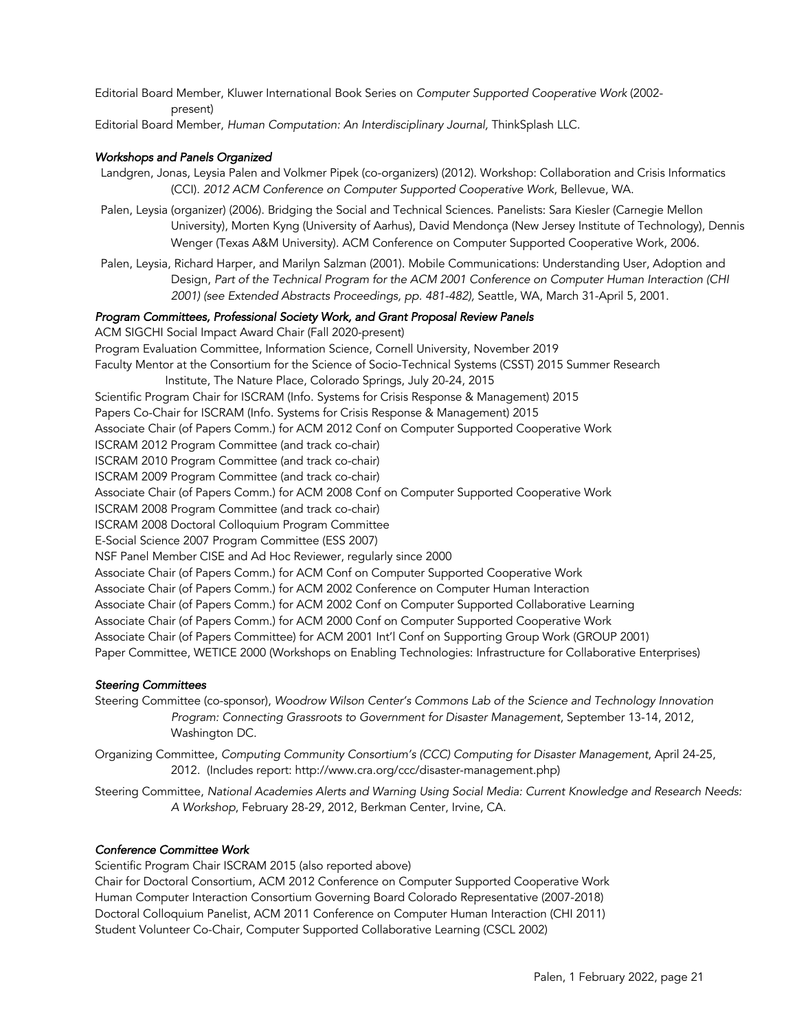Editorial Board Member, Kluwer International Book Series on *Computer Supported Cooperative Work* (2002-present)

Editorial Board Member, *Human Computation: An Interdisciplinary Journal,* ThinkSplash LLC.

### *Workshops and Panels Organized*

Landgren, Jonas, Leysia Palen and Volkmer Pipek (co-organizers) (2012). Workshop: Collaboration and Crisis Informatics (CCI). *2012 ACM Conference on Computer Supported Cooperative Work*, Bellevue, WA.

Palen, Leysia (organizer) (2006). Bridging the Social and Technical Sciences. Panelists: Sara Kiesler (Carnegie Mellon University), Morten Kyng (University of Aarhus), David Mendonça (New Jersey Institute of Technology), Dennis Wenger (Texas A&M University). ACM Conference on Computer Supported Cooperative Work, 2006.

Palen, Leysia, Richard Harper, and Marilyn Salzman (2001). Mobile Communications: Understanding User, Adoption and Design, *Part of the Technical Program for the ACM 2001 Conference on Computer Human Interaction (CHI 2001) (see Extended Abstracts Proceedings, pp. 481-482),* Seattle, WA, March 31-April 5, 2001.

### *Program Committees, Professional Society Work, and Grant Proposal Review Panels*

ACM SIGCHI Social Impact Award Chair (Fall 2020-present)
Program Evaluation Committee, Information Science, Cornell University, November 2019
Faculty Mentor at the Consortium for the Science of Socio-Technical Systems (CSST) 2015 Summer Research Institute, The Nature Place, Colorado Springs, July 20-24, 2015
Scientific Program Chair for ISCRAM (Info. Systems for Crisis Response & Management) 2015
Papers Co-Chair for ISCRAM (Info. Systems for Crisis Response & Management) 2015
Associate Chair (of Papers Comm.) for ACM 2012 Conf on Computer Supported Cooperative Work
ISCRAM 2012 Program Committee (and track co-chair)
ISCRAM 2010 Program Committee (and track co-chair)
ISCRAM 2009 Program Committee (and track co-chair)
Associate Chair (of Papers Comm.) for ACM 2008 Conf on Computer Supported Cooperative Work
ISCRAM 2008 Program Committee (and track co-chair)
ISCRAM 2008 Doctoral Colloquium Program Committee
E-Social Science 2007 Program Committee (ESS 2007)
NSF Panel Member CISE and Ad Hoc Reviewer, regularly since 2000
Associate Chair (of Papers Comm.) for ACM Conf on Computer Supported Cooperative Work
Associate Chair (of Papers Comm.) for ACM 2002 Conference on Computer Human Interaction
Associate Chair (of Papers Comm.) for ACM 2002 Conf on Computer Supported Collaborative Learning
Associate Chair (of Papers Comm.) for ACM 2000 Conf on Computer Supported Cooperative Work
Associate Chair (of Papers Committee) for ACM 2001 Int'l Conf on Supporting Group Work (GROUP 2001)
Paper Committee, WETICE 2000 (Workshops on Enabling Technologies: Infrastructure for Collaborative Enterprises)

### *Steering Committees*

Steering Committee (co-sponsor), *Woodrow Wilson Center's Commons Lab of the Science and Technology Innovation Program: Connecting Grassroots to Government for Disaster Management*, September 13-14, 2012, Washington DC.

Organizing Committee, *Computing Community Consortium's (CCC) Computing for Disaster Management*, April 24-25, 2012. (Includes report: http://www.cra.org/ccc/disaster-management.php)

Steering Committee, *National Academies Alerts and Warning Using Social Media: Current Knowledge and Research Needs: A Workshop*, February 28-29, 2012, Berkman Center, Irvine, CA.

### *Conference Committee Work*

Scientific Program Chair ISCRAM 2015 (also reported above)
Chair for Doctoral Consortium, ACM 2012 Conference on Computer Supported Cooperative Work
Human Computer Interaction Consortium Governing Board Colorado Representative (2007-2018)
Doctoral Colloquium Panelist, ACM 2011 Conference on Computer Human Interaction (CHI 2011)
Student Volunteer Co-Chair, Computer Supported Collaborative Learning (CSCL 2002)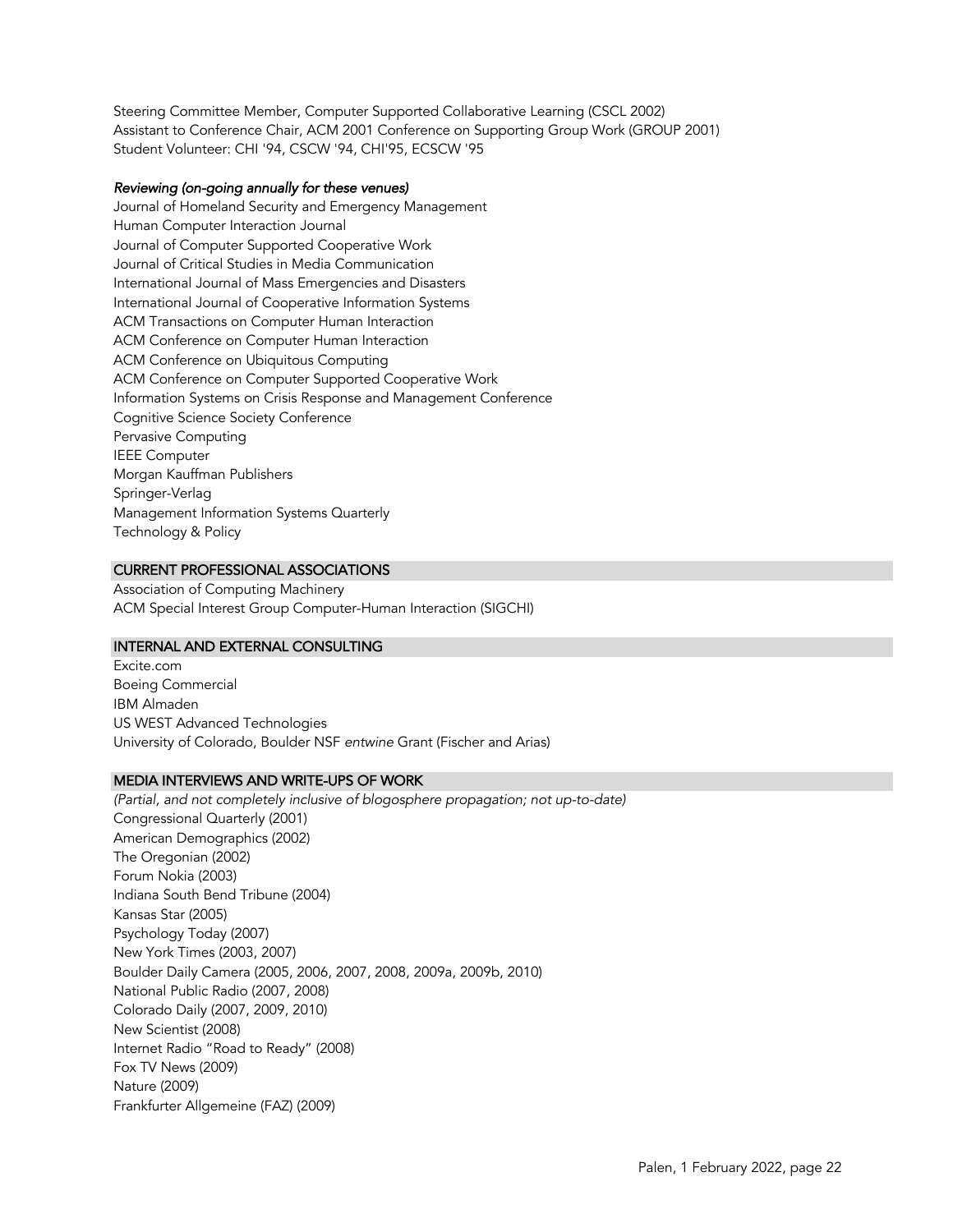Steering Committee Member, Computer Supported Collaborative Learning (CSCL 2002)
Assistant to Conference Chair, ACM 2001 Conference on Supporting Group Work (GROUP 2001)
Student Volunteer: CHI '94, CSCW '94, CHI'95, ECSCW '95

*Reviewing (on-going annually for these venues)*

Journal of Homeland Security and Emergency Management
Human Computer Interaction Journal
Journal of Computer Supported Cooperative Work
Journal of Critical Studies in Media Communication
International Journal of Mass Emergencies and Disasters
International Journal of Cooperative Information Systems
ACM Transactions on Computer Human Interaction
ACM Conference on Computer Human Interaction
ACM Conference on Ubiquitous Computing
ACM Conference on Computer Supported Cooperative Work
Information Systems on Crisis Response and Management Conference
Cognitive Science Society Conference
Pervasive Computing
IEEE Computer
Morgan Kauffman Publishers
Springer-Verlag
Management Information Systems Quarterly
Technology & Policy

## CURRENT PROFESSIONAL ASSOCIATIONS

Association of Computing Machinery
ACM Special Interest Group Computer-Human Interaction (SIGCHI)

## INTERNAL AND EXTERNAL CONSULTING

Excite.com
Boeing Commercial
IBM Almaden
US WEST Advanced Technologies
University of Colorado, Boulder NSF *entwine* Grant (Fischer and Arias)

## MEDIA INTERVIEWS AND WRITE-UPS OF WORK

*(Partial, and not completely inclusive of blogosphere propagation; not up-to-date)*

Congressional Quarterly (2001)
American Demographics (2002)
The Oregonian (2002)
Forum Nokia (2003)
Indiana South Bend Tribune (2004)
Kansas Star (2005)
Psychology Today (2007)
New York Times (2003, 2007)
Boulder Daily Camera (2005, 2006, 2007, 2008, 2009a, 2009b, 2010)
National Public Radio (2007, 2008)
Colorado Daily (2007, 2009, 2010)
New Scientist (2008)
Internet Radio "Road to Ready" (2008)
Fox TV News (2009)
Nature (2009)
Frankfurter Allgemeine (FAZ) (2009)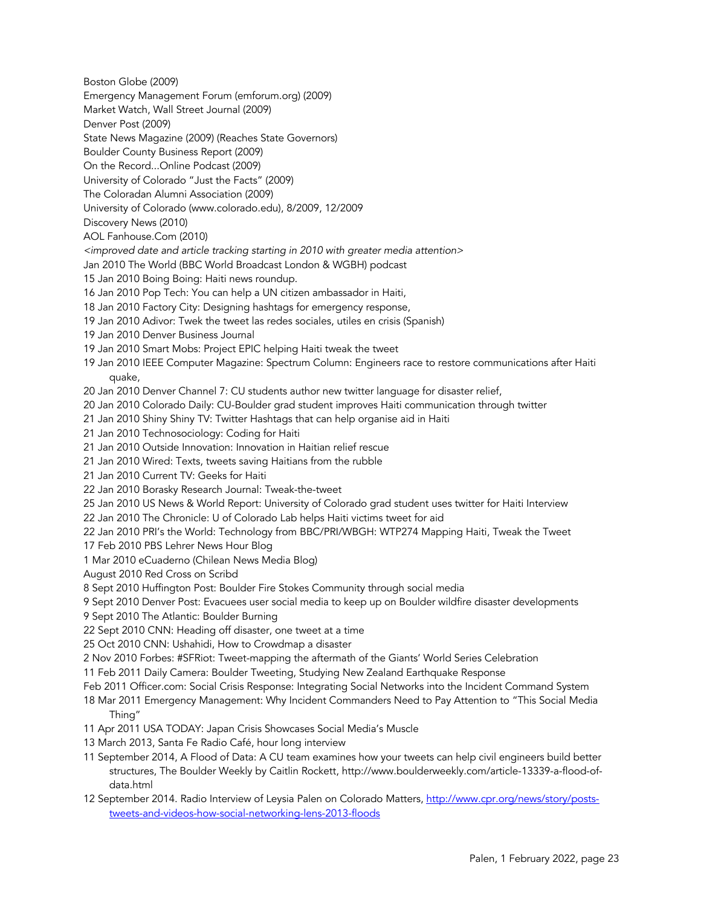Boston Globe (2009)

Emergency Management Forum (emforum.org) (2009)

Market Watch, Wall Street Journal (2009)

Denver Post (2009)

State News Magazine (2009) (Reaches State Governors)

Boulder County Business Report (2009)

On the Record...Online Podcast (2009)

University of Colorado "Just the Facts" (2009)

The Coloradan Alumni Association (2009)

University of Colorado (www.colorado.edu), 8/2009, 12/2009

Discovery News (2010)

AOL Fanhouse.Com (2010)

*<improved date and article tracking starting in 2010 with greater media attention>*

Jan 2010 The World (BBC World Broadcast London & WGBH) podcast

15 Jan 2010 Boing Boing: Haiti news roundup.

16 Jan 2010 Pop Tech: You can help a UN citizen ambassador in Haiti,

18 Jan 2010 Factory City: Designing hashtags for emergency response,

19 Jan 2010 Adivor: Twek the tweet las redes sociales, utiles en crisis (Spanish)

19 Jan 2010 Denver Business Journal

19 Jan 2010 Smart Mobs: Project EPIC helping Haiti tweak the tweet

19 Jan 2010 IEEE Computer Magazine: Spectrum Column: Engineers race to restore communications after Haiti quake,

20 Jan 2010 Denver Channel 7: CU students author new twitter language for disaster relief,

20 Jan 2010 Colorado Daily: CU-Boulder grad student improves Haiti communication through twitter

21 Jan 2010 Shiny Shiny TV: Twitter Hashtags that can help organise aid in Haiti

21 Jan 2010 Technosociology: Coding for Haiti

21 Jan 2010 Outside Innovation: Innovation in Haitian relief rescue

21 Jan 2010 Wired: Texts, tweets saving Haitians from the rubble

21 Jan 2010 Current TV: Geeks for Haiti

22 Jan 2010 Borasky Research Journal: Tweak-the-tweet

25 Jan 2010 US News & World Report: University of Colorado grad student uses twitter for Haiti Interview

22 Jan 2010 The Chronicle: U of Colorado Lab helps Haiti victims tweet for aid

22 Jan 2010 PRI's the World: Technology from BBC/PRI/WBGH: WTP274 Mapping Haiti, Tweak the Tweet

17 Feb 2010 PBS Lehrer News Hour Blog

1 Mar 2010 eCuaderno (Chilean News Media Blog)

August 2010 Red Cross on Scribd

8 Sept 2010 Huffington Post: Boulder Fire Stokes Community through social media

9 Sept 2010 Denver Post: Evacuees user social media to keep up on Boulder wildfire disaster developments

9 Sept 2010 The Atlantic: Boulder Burning

22 Sept 2010 CNN: Heading off disaster, one tweet at a time

25 Oct 2010 CNN: Ushahidi, How to Crowdmap a disaster

2 Nov 2010 Forbes: #SFRiot: Tweet-mapping the aftermath of the Giants' World Series Celebration

11 Feb 2011 Daily Camera: Boulder Tweeting, Studying New Zealand Earthquake Response

Feb 2011 Officer.com: Social Crisis Response: Integrating Social Networks into the Incident Command System

18 Mar 2011 Emergency Management: Why Incident Commanders Need to Pay Attention to "This Social Media Thing"

11 Apr 2011 USA TODAY: Japan Crisis Showcases Social Media's Muscle

13 March 2013, Santa Fe Radio Café, hour long interview

11 September 2014, A Flood of Data: A CU team examines how your tweets can help civil engineers build better structures, The Boulder Weekly by Caitlin Rockett, http://www.boulderweekly.com/article-13339-a-flood-of-data.html

12 September 2014. Radio Interview of Leysia Palen on Colorado Matters, [http://www.cpr.org/news/story/posts-tweets-and-videos-how-social-networking-lens-2013-floods](http://www.cpr.org/news/story/posts-tweets-and-videos-how-social-networking-lens-2013-floods)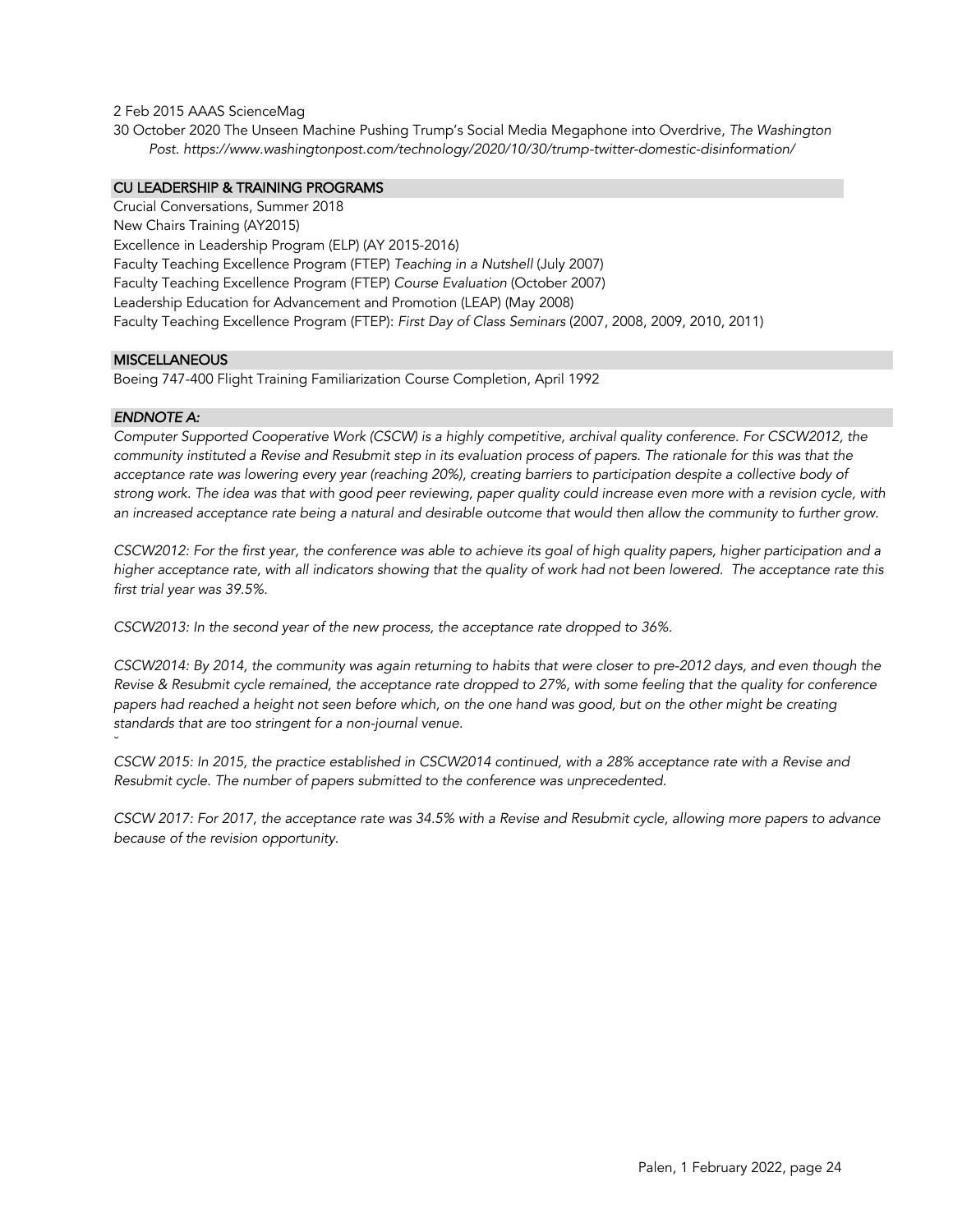2 Feb 2015 AAAS ScienceMag

30 October 2020 The Unseen Machine Pushing Trump's Social Media Megaphone into Overdrive, *The Washington Post. https://www.washingtonpost.com/technology/2020/10/30/trump-twitter-domestic-disinformation/*

## CU LEADERSHIP & TRAINING PROGRAMS

Crucial Conversations, Summer 2018
New Chairs Training (AY2015)
Excellence in Leadership Program (ELP) (AY 2015-2016)
Faculty Teaching Excellence Program (FTEP) *Teaching in a Nutshell* (July 2007)
Faculty Teaching Excellence Program (FTEP) *Course Evaluation* (October 2007)
Leadership Education for Advancement and Promotion (LEAP) (May 2008)
Faculty Teaching Excellence Program (FTEP): *First Day of Class Seminars* (2007, 2008, 2009, 2010, 2011)

## MISCELLANEOUS

Boeing 747-400 Flight Training Familiarization Course Completion, April 1992

## *ENDNOTE A:*

*Computer Supported Cooperative Work (CSCW) is a highly competitive, archival quality conference. For CSCW2012, the community instituted a Revise and Resubmit step in its evaluation process of papers. The rationale for this was that the acceptance rate was lowering every year (reaching 20%), creating barriers to participation despite a collective body of strong work. The idea was that with good peer reviewing, paper quality could increase even more with a revision cycle, with an increased acceptance rate being a natural and desirable outcome that would then allow the community to further grow.*

*CSCW2012: For the first year, the conference was able to achieve its goal of high quality papers, higher participation and a higher acceptance rate, with all indicators showing that the quality of work had not been lowered. The acceptance rate this first trial year was 39.5%.*

*CSCW2013: In the second year of the new process, the acceptance rate dropped to 36%.*

*CSCW2014: By 2014, the community was again returning to habits that were closer to pre-2012 days, and even though the Revise & Resubmit cycle remained, the acceptance rate dropped to 27%, with some feeling that the quality for conference papers had reached a height not seen before which, on the one hand was good, but on the other might be creating standards that are too stringent for a non-journal venue.*

*CSCW 2015: In 2015, the practice established in CSCW2014 continued, with a 28% acceptance rate with a Revise and Resubmit cycle. The number of papers submitted to the conference was unprecedented.*

*CSCW 2017: For 2017, the acceptance rate was 34.5% with a Revise and Resubmit cycle, allowing more papers to advance because of the revision opportunity.*